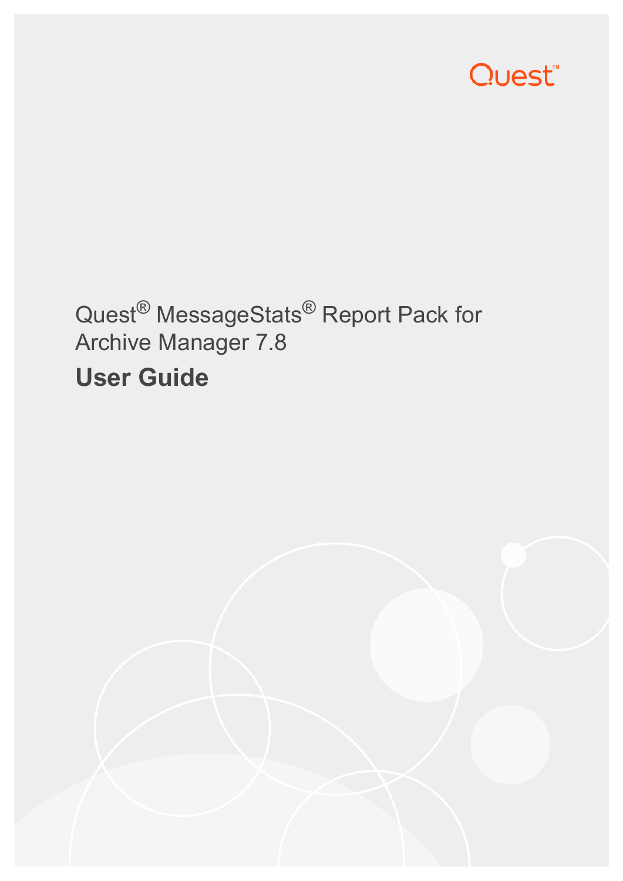Quest™

# Quest® MessageStats® Report Pack for Archive Manager 7.8

## User Guide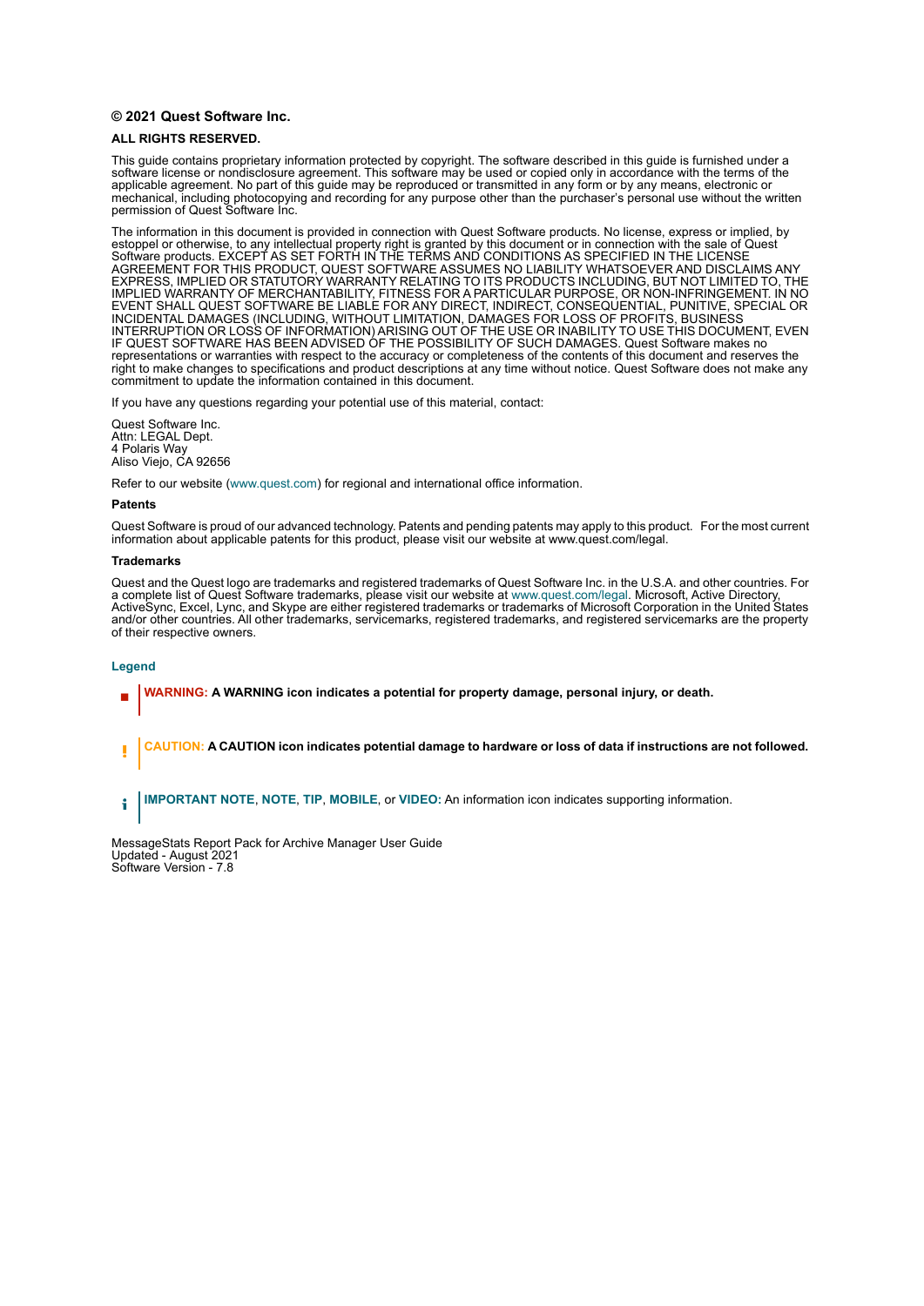**© 2021 Quest Software Inc.**

**ALL RIGHTS RESERVED.**

This guide contains proprietary information protected by copyright. The software described in this guide is furnished under a software license or nondisclosure agreement. This software may be used or copied only in accordance with the terms of the applicable agreement. No part of this guide may be reproduced or transmitted in any form or by any means, electronic or mechanical, including photocopying and recording for any purpose other than the purchaser's personal use without the written permission of Quest Software Inc.

The information in this document is provided in connection with Quest Software products. No license, express or implied, by estoppel or otherwise, to any intellectual property right is granted by this document or in connection with the sale of Quest Software products. EXCEPT AS SET FORTH IN THE TERMS AND CONDITIONS AS SPECIFIED IN THE LICENSE AGREEMENT FOR THIS PRODUCT, QUEST SOFTWARE ASSUMES NO LIABILITY WHATSOEVER AND DISCLAIMS ANY EXPRESS, IMPLIED OR STATUTORY WARRANTY RELATING TO ITS PRODUCTS INCLUDING, BUT NOT LIMITED TO, THE IMPLIED WARRANTY OF MERCHANTABILITY, FITNESS FOR A PARTICULAR PURPOSE, OR NON-INFRINGEMENT. IN NO EVENT SHALL QUEST SOFTWARE BE LIABLE FOR ANY DIRECT, INDIRECT, CONSEQUENTIAL, PUNITIVE, SPECIAL OR INCIDENTAL DAMAGES (INCLUDING, WITHOUT LIMITATION, DAMAGES FOR LOSS OF PROFITS, BUSINESS INTERRUPTION OR LOSS OF INFORMATION) ARISING OUT OF THE USE OR INABILITY TO USE THIS DOCUMENT, EVEN IF QUEST SOFTWARE HAS BEEN ADVISED OF THE POSSIBILITY OF SUCH DAMAGES. Quest Software makes no representations or warranties with respect to the accuracy or completeness of the contents of this document and reserves the right to make changes to specifications and product descriptions at any time without notice. Quest Software does not make any commitment to update the information contained in this document.

If you have any questions regarding your potential use of this material, contact:

Quest Software Inc.
Attn: LEGAL Dept.
4 Polaris Way
Aliso Viejo, CA 92656

Refer to our website (www.quest.com) for regional and international office information.

**Patents**

Quest Software is proud of our advanced technology. Patents and pending patents may apply to this product. For the most current information about applicable patents for this product, please visit our website at www.quest.com/legal.

**Trademarks**

Quest and the Quest logo are trademarks and registered trademarks of Quest Software Inc. in the U.S.A. and other countries. For a complete list of Quest Software trademarks, please visit our website at www.quest.com/legal. Microsoft, Active Directory, ActiveSync, Excel, Lync, and Skype are either registered trademarks or trademarks of Microsoft Corporation in the United States and/or other countries. All other trademarks, servicemarks, registered trademarks, and registered servicemarks are the property of their respective owners.

**Legend**

**WARNING: A WARNING icon indicates a potential for property damage, personal injury, or death.**

**CAUTION: A CAUTION icon indicates potential damage to hardware or loss of data if instructions are not followed.**

**IMPORTANT NOTE**, **NOTE**, **TIP**, **MOBILE**, or **VIDEO:** An information icon indicates supporting information.

MessageStats Report Pack for Archive Manager User Guide
Updated - August 2021
Software Version - 7.8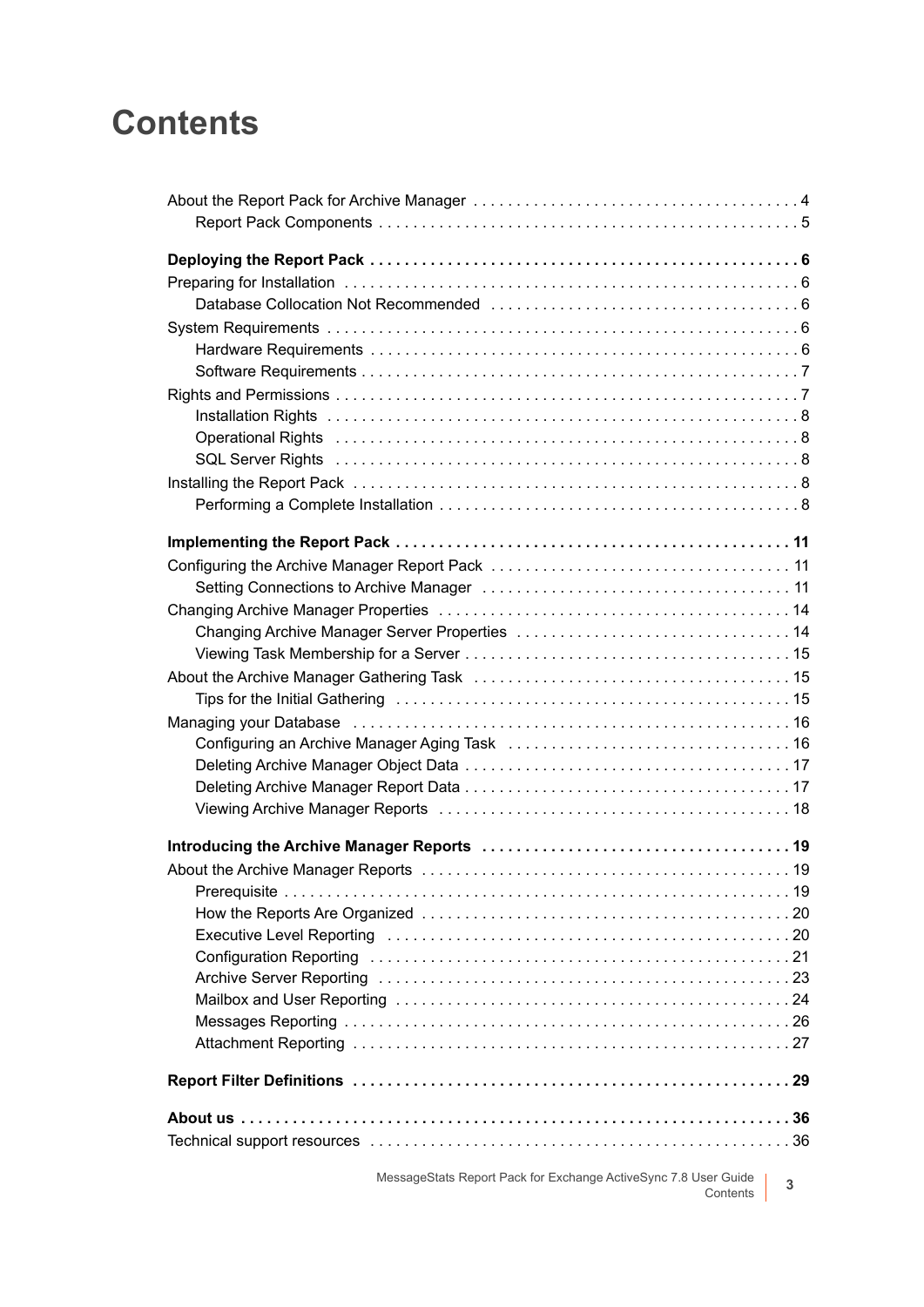# Contents

About the Report Pack for Archive Manager . . . . . . . . . . . . . . . . . . . . . . . . . . . . . . . . . . . . . . 4
- Report Pack Components . . . . . . . . . . . . . . . . . . . . . . . . . . . . . . . . . . . . . . . . . . . . . . . . 5

**Deploying the Report Pack . . . . . . . . . . . . . . . . . . . . . . . . . . . . . . . . . . . . . . . . . . . . . . . . . 6**

Preparing for Installation . . . . . . . . . . . . . . . . . . . . . . . . . . . . . . . . . . . . . . . . . . . . . . . . . . . . 6
- Database Collocation Not Recommended . . . . . . . . . . . . . . . . . . . . . . . . . . . . . . . . . . . 6

System Requirements . . . . . . . . . . . . . . . . . . . . . . . . . . . . . . . . . . . . . . . . . . . . . . . . . . . . . . 6
- Hardware Requirements . . . . . . . . . . . . . . . . . . . . . . . . . . . . . . . . . . . . . . . . . . . . . . . . . 6
- Software Requirements . . . . . . . . . . . . . . . . . . . . . . . . . . . . . . . . . . . . . . . . . . . . . . . . . . 7

Rights and Permissions . . . . . . . . . . . . . . . . . . . . . . . . . . . . . . . . . . . . . . . . . . . . . . . . . . . . . 7
- Installation Rights . . . . . . . . . . . . . . . . . . . . . . . . . . . . . . . . . . . . . . . . . . . . . . . . . . . . . . 8
- Operational Rights . . . . . . . . . . . . . . . . . . . . . . . . . . . . . . . . . . . . . . . . . . . . . . . . . . . . . 8
- SQL Server Rights . . . . . . . . . . . . . . . . . . . . . . . . . . . . . . . . . . . . . . . . . . . . . . . . . . . . . 8

Installing the Report Pack . . . . . . . . . . . . . . . . . . . . . . . . . . . . . . . . . . . . . . . . . . . . . . . . . . . 8
- Performing a Complete Installation . . . . . . . . . . . . . . . . . . . . . . . . . . . . . . . . . . . . . . . . . 8

**Implementing the Report Pack . . . . . . . . . . . . . . . . . . . . . . . . . . . . . . . . . . . . . . . . . . . . . 11**

Configuring the Archive Manager Report Pack . . . . . . . . . . . . . . . . . . . . . . . . . . . . . . . . . . 11
- Setting Connections to Archive Manager . . . . . . . . . . . . . . . . . . . . . . . . . . . . . . . . . . . 11

Changing Archive Manager Properties . . . . . . . . . . . . . . . . . . . . . . . . . . . . . . . . . . . . . . . . 14
- Changing Archive Manager Server Properties . . . . . . . . . . . . . . . . . . . . . . . . . . . . . . . 14
- Viewing Task Membership for a Server . . . . . . . . . . . . . . . . . . . . . . . . . . . . . . . . . . . . . 15

About the Archive Manager Gathering Task . . . . . . . . . . . . . . . . . . . . . . . . . . . . . . . . . . . . 15
- Tips for the Initial Gathering . . . . . . . . . . . . . . . . . . . . . . . . . . . . . . . . . . . . . . . . . . . . . 15

Managing your Database . . . . . . . . . . . . . . . . . . . . . . . . . . . . . . . . . . . . . . . . . . . . . . . . . . 16
- Configuring an Archive Manager Aging Task . . . . . . . . . . . . . . . . . . . . . . . . . . . . . . . . 16
- Deleting Archive Manager Object Data . . . . . . . . . . . . . . . . . . . . . . . . . . . . . . . . . . . . . 17
- Deleting Archive Manager Report Data . . . . . . . . . . . . . . . . . . . . . . . . . . . . . . . . . . . . . 17
- Viewing Archive Manager Reports . . . . . . . . . . . . . . . . . . . . . . . . . . . . . . . . . . . . . . . . 18

**Introducing the Archive Manager Reports . . . . . . . . . . . . . . . . . . . . . . . . . . . . . . . . . . . 19**

About the Archive Manager Reports . . . . . . . . . . . . . . . . . . . . . . . . . . . . . . . . . . . . . . . . . . 19
- Prerequisite . . . . . . . . . . . . . . . . . . . . . . . . . . . . . . . . . . . . . . . . . . . . . . . . . . . . . . . . . . . 19
- How the Reports Are Organized . . . . . . . . . . . . . . . . . . . . . . . . . . . . . . . . . . . . . . . . . . . 20
- Executive Level Reporting . . . . . . . . . . . . . . . . . . . . . . . . . . . . . . . . . . . . . . . . . . . . . . . 20
- Configuration Reporting . . . . . . . . . . . . . . . . . . . . . . . . . . . . . . . . . . . . . . . . . . . . . . . . . 21
- Archive Server Reporting . . . . . . . . . . . . . . . . . . . . . . . . . . . . . . . . . . . . . . . . . . . . . . . . 23
- Mailbox and User Reporting . . . . . . . . . . . . . . . . . . . . . . . . . . . . . . . . . . . . . . . . . . . . . . 24
- Messages Reporting . . . . . . . . . . . . . . . . . . . . . . . . . . . . . . . . . . . . . . . . . . . . . . . . . . . . 26
- Attachment Reporting . . . . . . . . . . . . . . . . . . . . . . . . . . . . . . . . . . . . . . . . . . . . . . . . . . . 27

**Report Filter Definitions . . . . . . . . . . . . . . . . . . . . . . . . . . . . . . . . . . . . . . . . . . . . . . . . . . 29**

**About us . . . . . . . . . . . . . . . . . . . . . . . . . . . . . . . . . . . . . . . . . . . . . . . . . . . . . . . . . . . . . . . 36**

Technical support resources . . . . . . . . . . . . . . . . . . . . . . . . . . . . . . . . . . . . . . . . . . . . . . . . . 36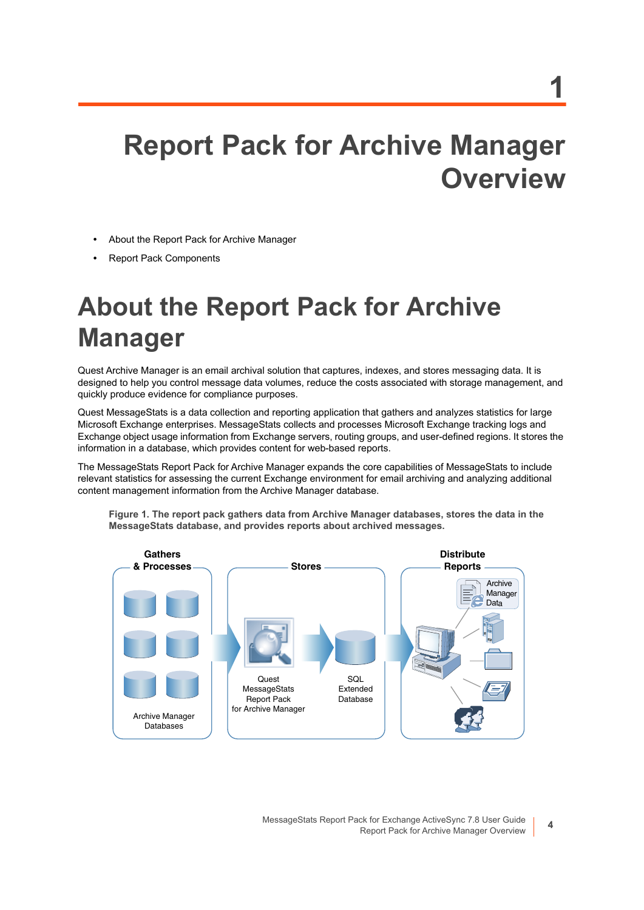# 1

# Report Pack for Archive Manager Overview

- About the Report Pack for Archive Manager
- Report Pack Components

## About the Report Pack for Archive Manager

Quest Archive Manager is an email archival solution that captures, indexes, and stores messaging data. It is designed to help you control message data volumes, reduce the costs associated with storage management, and quickly produce evidence for compliance purposes.

Quest MessageStats is a data collection and reporting application that gathers and analyzes statistics for large Microsoft Exchange enterprises. MessageStats collects and processes Microsoft Exchange tracking logs and Exchange object usage information from Exchange servers, routing groups, and user-defined regions. It stores the information in a database, which provides content for web-based reports.

The MessageStats Report Pack for Archive Manager expands the core capabilities of MessageStats to include relevant statistics for assessing the current Exchange environment for email archiving and analyzing additional content management information from the Archive Manager database.

**Figure 1. The report pack gathers data from Archive Manager databases, stores the data in the MessageStats database, and provides reports about archived messages.**

Gathers & Processes — Archive Manager Databases

Stores — Quest MessageStats Report Pack for Archive Manager; SQL Extended Database

Distribute Reports — Archive Manager Data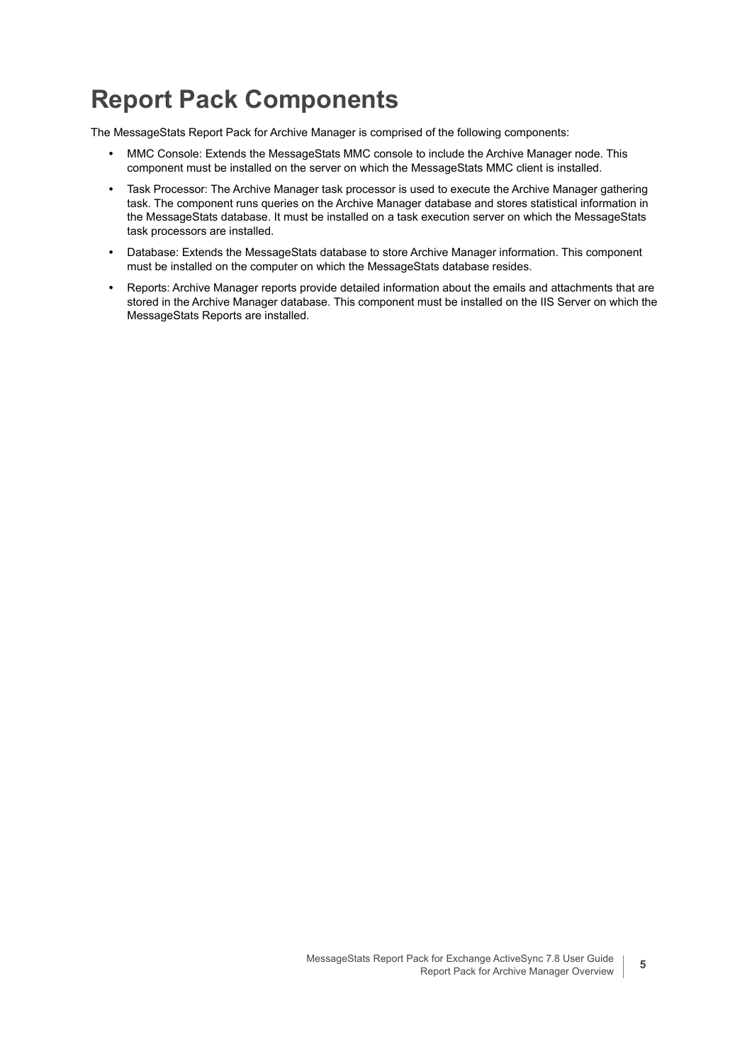# Report Pack Components

The MessageStats Report Pack for Archive Manager is comprised of the following components:

- MMC Console: Extends the MessageStats MMC console to include the Archive Manager node. This component must be installed on the server on which the MessageStats MMC client is installed.
- Task Processor: The Archive Manager task processor is used to execute the Archive Manager gathering task. The component runs queries on the Archive Manager database and stores statistical information in the MessageStats database. It must be installed on a task execution server on which the MessageStats task processors are installed.
- Database: Extends the MessageStats database to store Archive Manager information. This component must be installed on the computer on which the MessageStats database resides.
- Reports: Archive Manager reports provide detailed information about the emails and attachments that are stored in the Archive Manager database. This component must be installed on the IIS Server on which the MessageStats Reports are installed.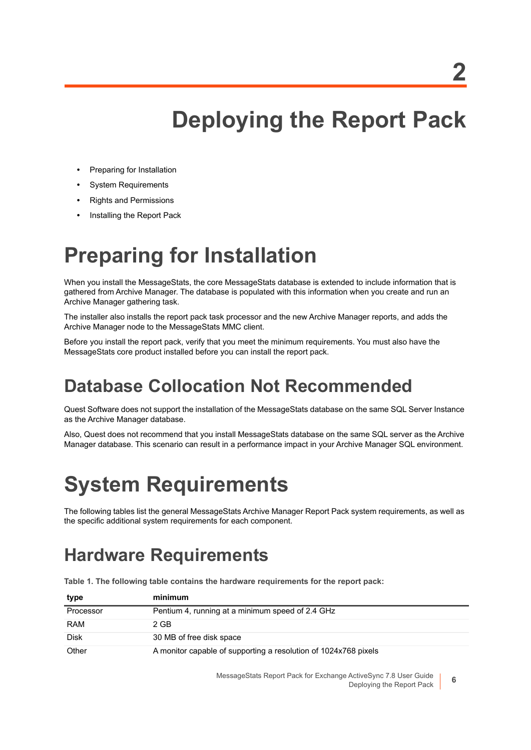# 2

# Deploying the Report Pack

- Preparing for Installation
- System Requirements
- Rights and Permissions
- Installing the Report Pack

# Preparing for Installation

When you install the MessageStats, the core MessageStats database is extended to include information that is gathered from Archive Manager. The database is populated with this information when you create and run an Archive Manager gathering task.

The installer also installs the report pack task processor and the new Archive Manager reports, and adds the Archive Manager node to the MessageStats MMC client.

Before you install the report pack, verify that you meet the minimum requirements. You must also have the MessageStats core product installed before you can install the report pack.

## Database Collocation Not Recommended

Quest Software does not support the installation of the MessageStats database on the same SQL Server Instance as the Archive Manager database.

Also, Quest does not recommend that you install MessageStats database on the same SQL server as the Archive Manager database. This scenario can result in a performance impact in your Archive Manager SQL environment.

# System Requirements

The following tables list the general MessageStats Archive Manager Report Pack system requirements, as well as the specific additional system requirements for each component.

## Hardware Requirements

**Table 1. The following table contains the hardware requirements for the report pack:**

| type | minimum |
|---|---|
| Processor | Pentium 4, running at a minimum speed of 2.4 GHz |
| RAM | 2 GB |
| Disk | 30 MB of free disk space |
| Other | A monitor capable of supporting a resolution of 1024x768 pixels |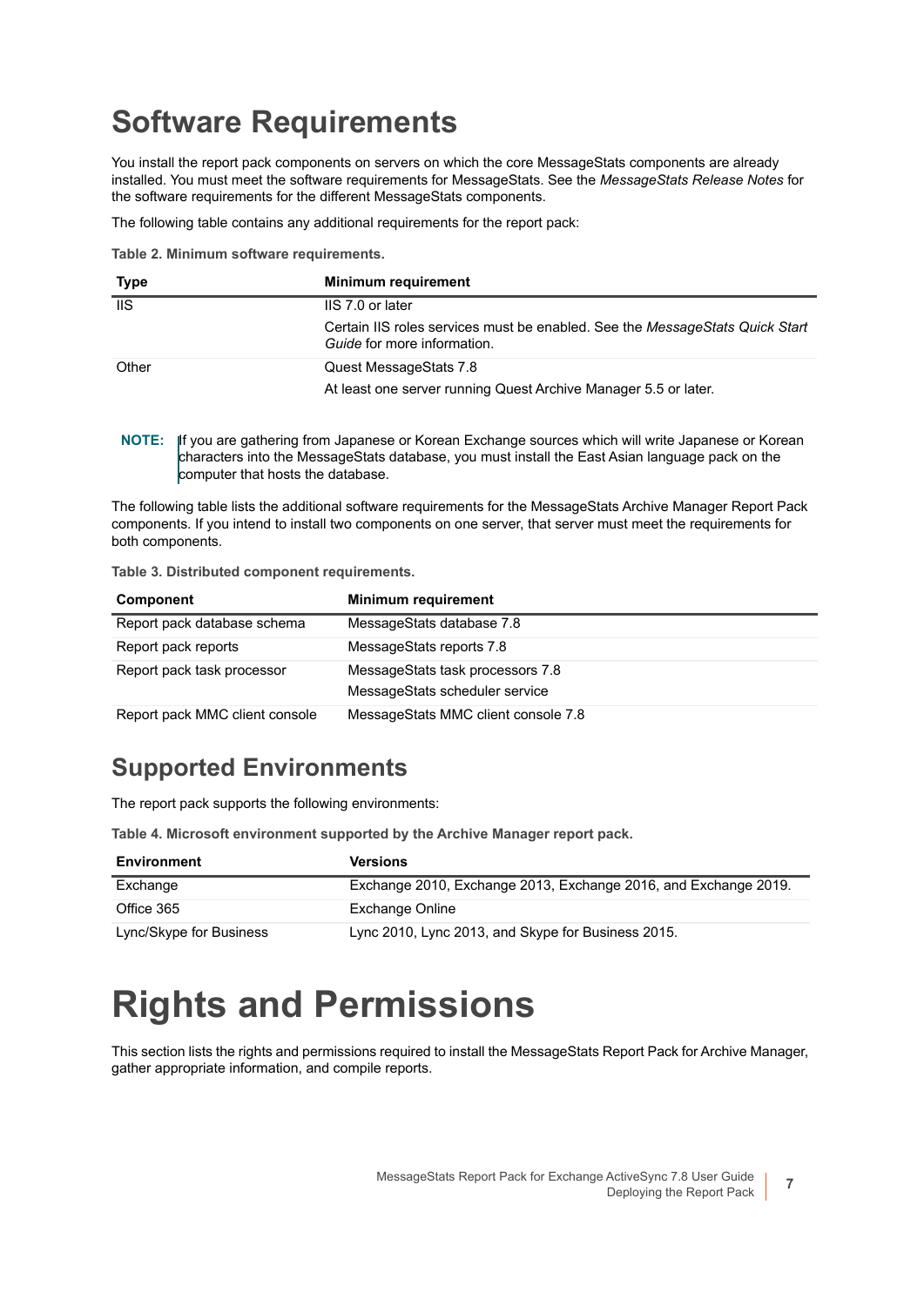# Software Requirements

You install the report pack components on servers on which the core MessageStats components are already installed. You must meet the software requirements for MessageStats. See the *MessageStats Release Notes* for the software requirements for the different MessageStats components.

The following table contains any additional requirements for the report pack:

**Table 2. Minimum software requirements.**

| Type | Minimum requirement |
| --- | --- |
| IIS | IIS 7.0 or later<br>Certain IIS roles services must be enabled. See the *MessageStats Quick Start Guide* for more information. |
| Other | Quest MessageStats 7.8<br>At least one server running Quest Archive Manager 5.5 or later. |

**NOTE:** If you are gathering from Japanese or Korean Exchange sources which will write Japanese or Korean characters into the MessageStats database, you must install the East Asian language pack on the computer that hosts the database.

The following table lists the additional software requirements for the MessageStats Archive Manager Report Pack components. If you intend to install two components on one server, that server must meet the requirements for both components.

**Table 3. Distributed component requirements.**

| Component | Minimum requirement |
| --- | --- |
| Report pack database schema | MessageStats database 7.8 |
| Report pack reports | MessageStats reports 7.8 |
| Report pack task processor | MessageStats task processors 7.8<br>MessageStats scheduler service |
| Report pack MMC client console | MessageStats MMC client console 7.8 |

## Supported Environments

The report pack supports the following environments:

**Table 4. Microsoft environment supported by the Archive Manager report pack.**

| Environment | Versions |
| --- | --- |
| Exchange | Exchange 2010, Exchange 2013, Exchange 2016, and Exchange 2019. |
| Office 365 | Exchange Online |
| Lync/Skype for Business | Lync 2010, Lync 2013, and Skype for Business 2015. |

# Rights and Permissions

This section lists the rights and permissions required to install the MessageStats Report Pack for Archive Manager, gather appropriate information, and compile reports.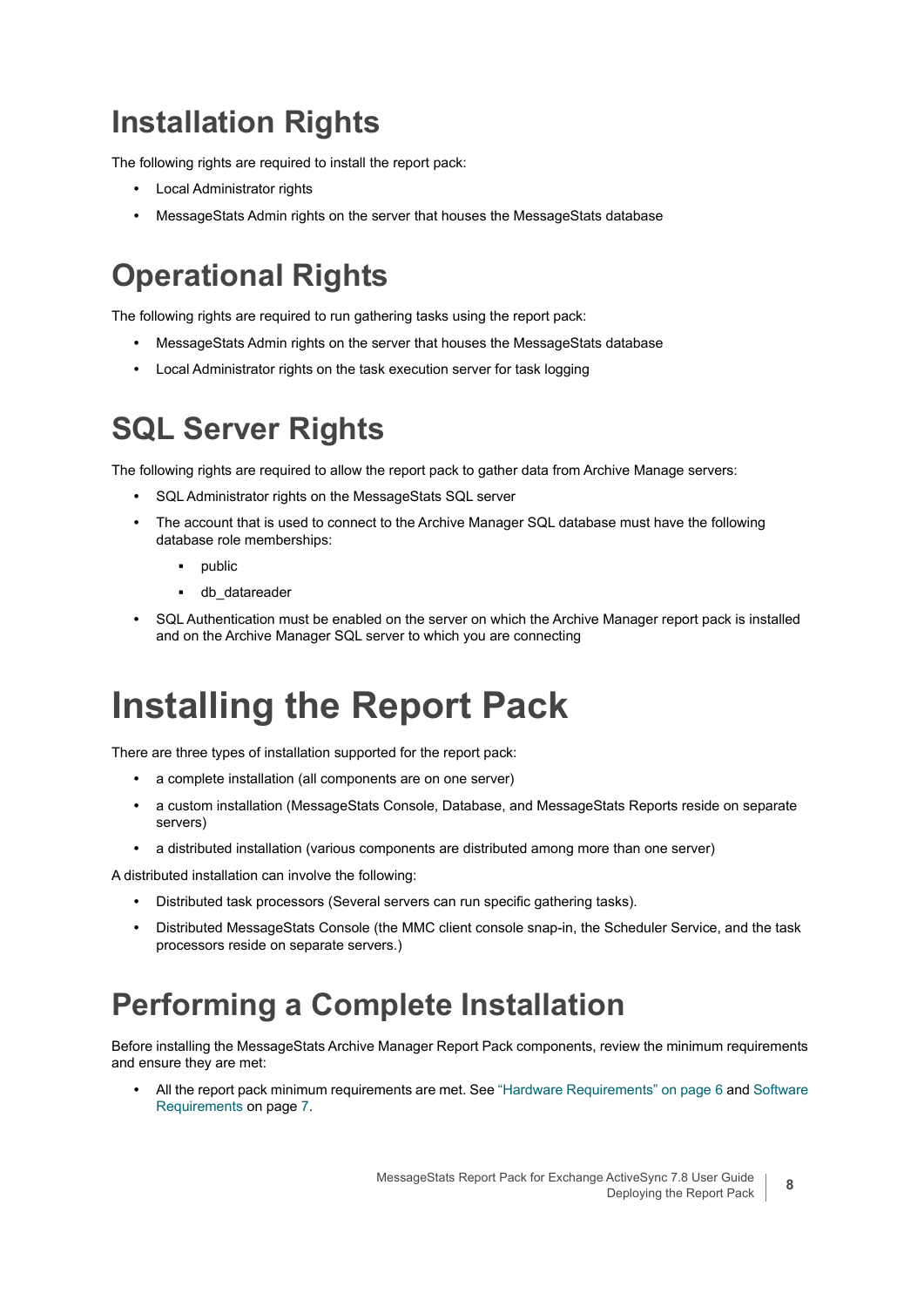## Installation Rights

The following rights are required to install the report pack:

- Local Administrator rights
- MessageStats Admin rights on the server that houses the MessageStats database

## Operational Rights

The following rights are required to run gathering tasks using the report pack:

- MessageStats Admin rights on the server that houses the MessageStats database
- Local Administrator rights on the task execution server for task logging

## SQL Server Rights

The following rights are required to allow the report pack to gather data from Archive Manage servers:

- SQL Administrator rights on the MessageStats SQL server
- The account that is used to connect to the Archive Manager SQL database must have the following database role memberships:
  - public
  - db_datareader
- SQL Authentication must be enabled on the server on which the Archive Manager report pack is installed and on the Archive Manager SQL server to which you are connecting

# Installing the Report Pack

There are three types of installation supported for the report pack:

- a complete installation (all components are on one server)
- a custom installation (MessageStats Console, Database, and MessageStats Reports reside on separate servers)
- a distributed installation (various components are distributed among more than one server)

A distributed installation can involve the following:

- Distributed task processors (Several servers can run specific gathering tasks).
- Distributed MessageStats Console (the MMC client console snap-in, the Scheduler Service, and the task processors reside on separate servers.)

## Performing a Complete Installation

Before installing the MessageStats Archive Manager Report Pack components, review the minimum requirements and ensure they are met:

- All the report pack minimum requirements are met. See "Hardware Requirements" on page 6 and Software Requirements on page 7.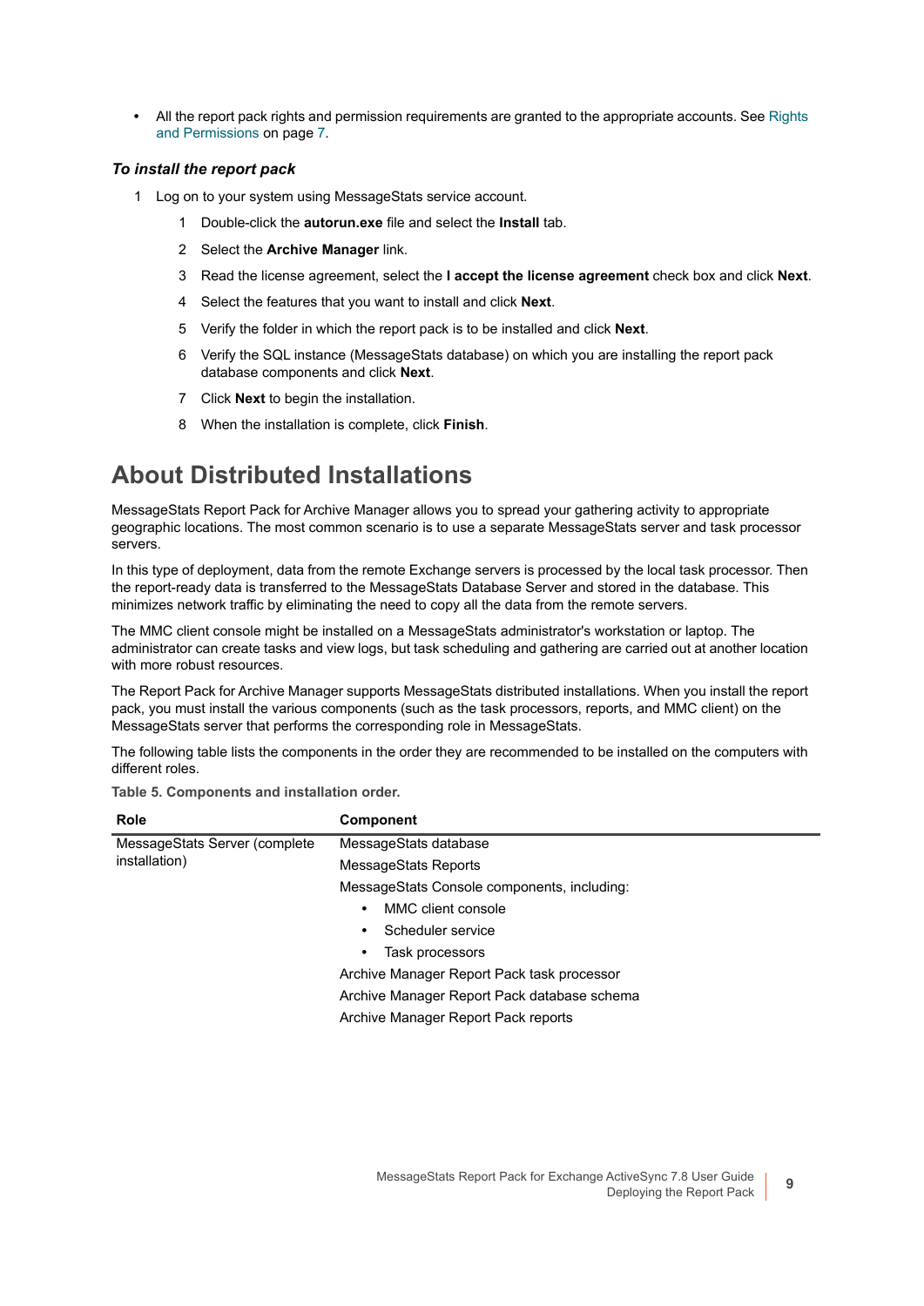- All the report pack rights and permission requirements are granted to the appropriate accounts. See Rights and Permissions on page 7.

***To install the report pack***

1. Log on to your system using MessageStats service account.
    1. Double-click the **autorun.exe** file and select the **Install** tab.
    2. Select the **Archive Manager** link.
    3. Read the license agreement, select the **I accept the license agreement** check box and click **Next**.
    4. Select the features that you want to install and click **Next**.
    5. Verify the folder in which the report pack is to be installed and click **Next**.
    6. Verify the SQL instance (MessageStats database) on which you are installing the report pack database components and click **Next**.
    7. Click **Next** to begin the installation.
    8. When the installation is complete, click **Finish**.

# About Distributed Installations

MessageStats Report Pack for Archive Manager allows you to spread your gathering activity to appropriate geographic locations. The most common scenario is to use a separate MessageStats server and task processor servers.

In this type of deployment, data from the remote Exchange servers is processed by the local task processor. Then the report-ready data is transferred to the MessageStats Database Server and stored in the database. This minimizes network traffic by eliminating the need to copy all the data from the remote servers.

The MMC client console might be installed on a MessageStats administrator's workstation or laptop. The administrator can create tasks and view logs, but task scheduling and gathering are carried out at another location with more robust resources.

The Report Pack for Archive Manager supports MessageStats distributed installations. When you install the report pack, you must install the various components (such as the task processors, reports, and MMC client) on the MessageStats server that performs the corresponding role in MessageStats.

The following table lists the components in the order they are recommended to be installed on the computers with different roles.

**Table 5. Components and installation order.**

| Role | Component |
|---|---|
| MessageStats Server (complete installation) | MessageStats database |
| | MessageStats Reports |
| | MessageStats Console components, including:<br>• MMC client console<br>• Scheduler service<br>• Task processors |
| | Archive Manager Report Pack task processor |
| | Archive Manager Report Pack database schema |
| | Archive Manager Report Pack reports |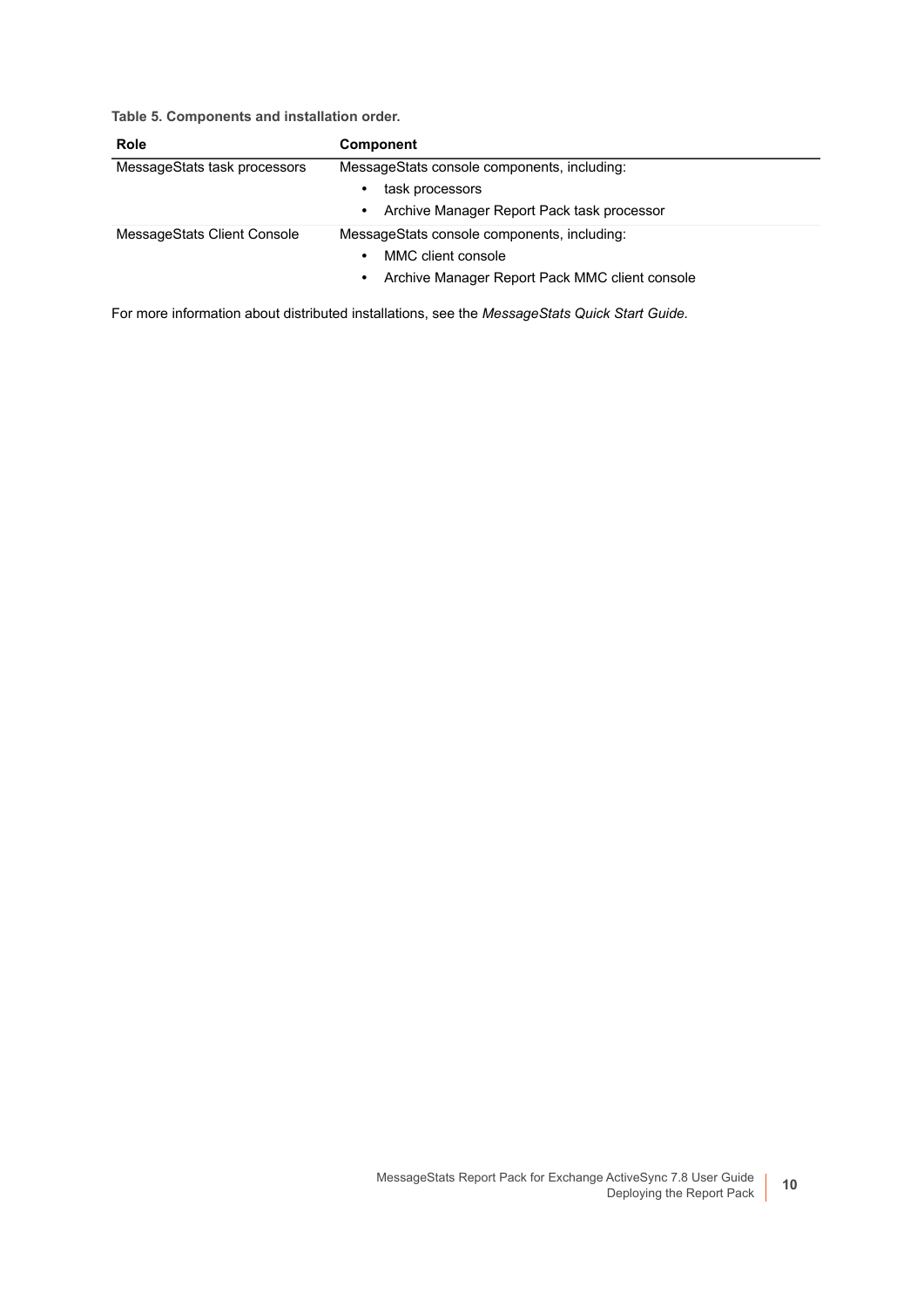**Table 5. Components and installation order.**

| Role | Component |
| --- | --- |
| MessageStats task processors | MessageStats console components, including:<br>• task processors<br>• Archive Manager Report Pack task processor |
| MessageStats Client Console | MessageStats console components, including:<br>• MMC client console<br>• Archive Manager Report Pack MMC client console |

For more information about distributed installations, see the *MessageStats Quick Start Guide.*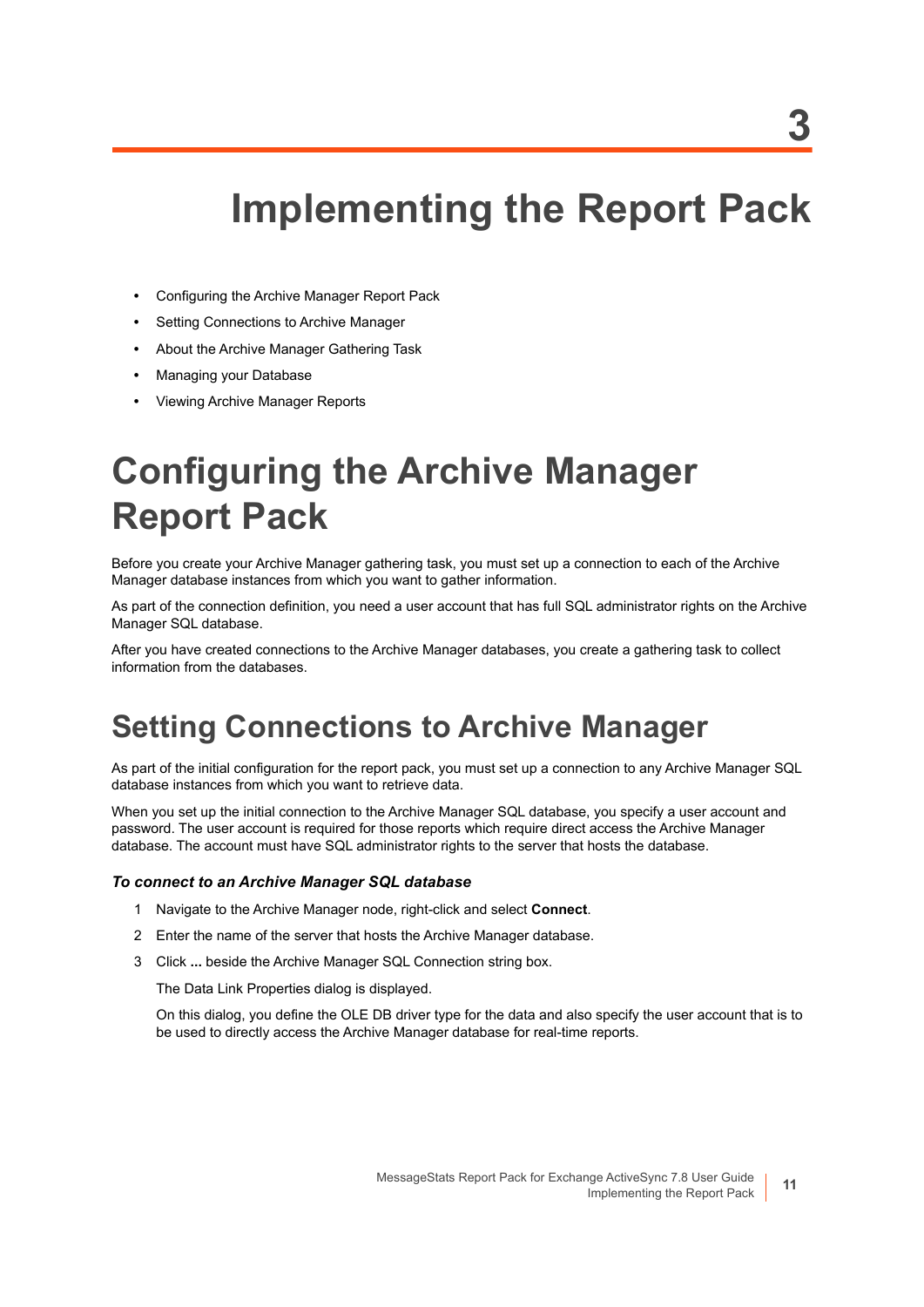# 3

# Implementing the Report Pack

- Configuring the Archive Manager Report Pack
- Setting Connections to Archive Manager
- About the Archive Manager Gathering Task
- Managing your Database
- Viewing Archive Manager Reports

# Configuring the Archive Manager Report Pack

Before you create your Archive Manager gathering task, you must set up a connection to each of the Archive Manager database instances from which you want to gather information.

As part of the connection definition, you need a user account that has full SQL administrator rights on the Archive Manager SQL database.

After you have created connections to the Archive Manager databases, you create a gathering task to collect information from the databases.

## Setting Connections to Archive Manager

As part of the initial configuration for the report pack, you must set up a connection to any Archive Manager SQL database instances from which you want to retrieve data.

When you set up the initial connection to the Archive Manager SQL database, you specify a user account and password. The user account is required for those reports which require direct access the Archive Manager database. The account must have SQL administrator rights to the server that hosts the database.

### *To connect to an Archive Manager SQL database*

1. Navigate to the Archive Manager node, right-click and select **Connect**.
2. Enter the name of the server that hosts the Archive Manager database.
3. Click **...** beside the Archive Manager SQL Connection string box.

   The Data Link Properties dialog is displayed.

   On this dialog, you define the OLE DB driver type for the data and also specify the user account that is to be used to directly access the Archive Manager database for real-time reports.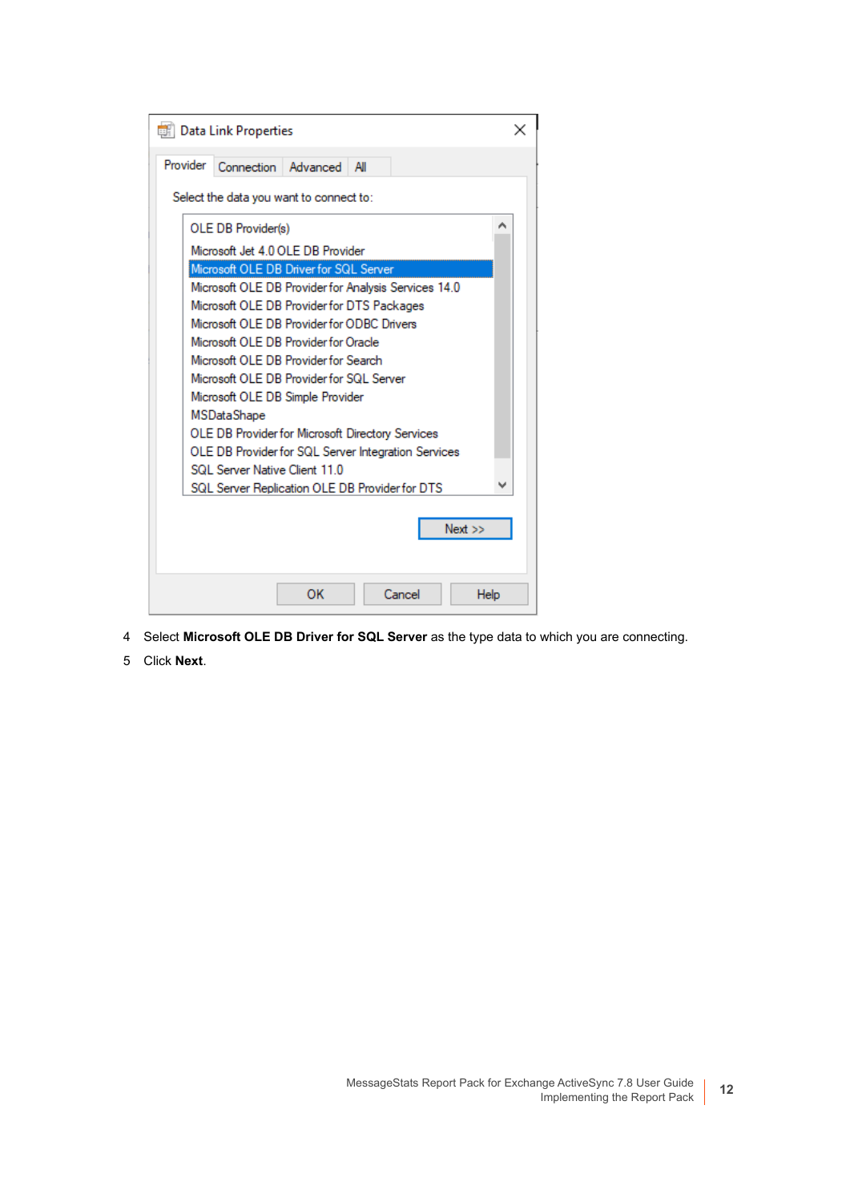4 Select **Microsoft OLE DB Driver for SQL Server** as the type data to which you are connecting.

5 Click **Next**.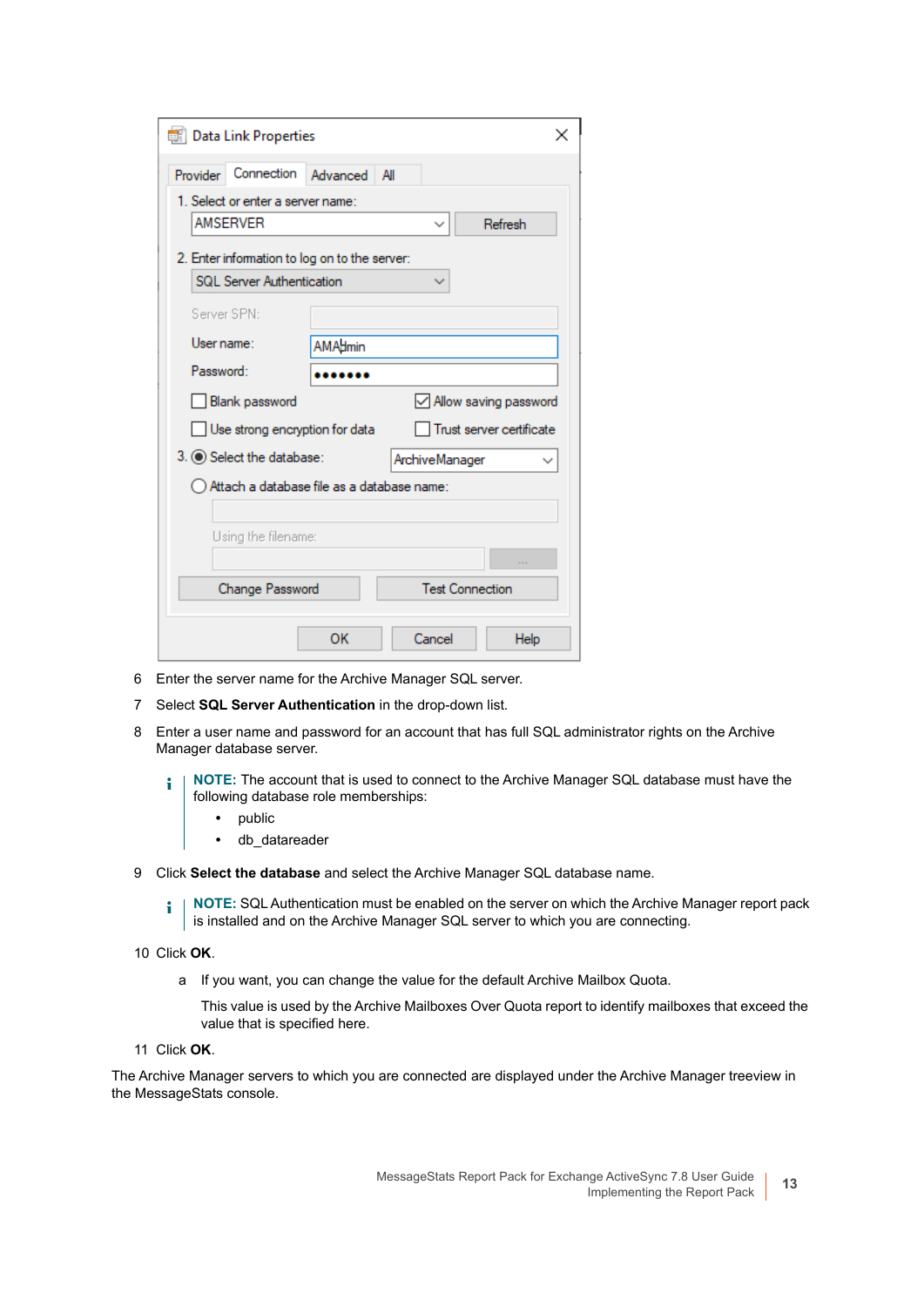6 Enter the server name for the Archive Manager SQL server.

7 Select **SQL Server Authentication** in the drop-down list.

8 Enter a user name and password for an account that has full SQL administrator rights on the Archive Manager database server.

> **NOTE:** The account that is used to connect to the Archive Manager SQL database must have the following database role memberships:
>
> - public
> - db_datareader

9 Click **Select the database** and select the Archive Manager SQL database name.

> **NOTE:** SQL Authentication must be enabled on the server on which the Archive Manager report pack is installed and on the Archive Manager SQL server to which you are connecting.

10 Click **OK**.

  a If you want, you can change the value for the default Archive Mailbox Quota.

  This value is used by the Archive Mailboxes Over Quota report to identify mailboxes that exceed the value that is specified here.

11 Click **OK**.

The Archive Manager servers to which you are connected are displayed under the Archive Manager treeview in the MessageStats console.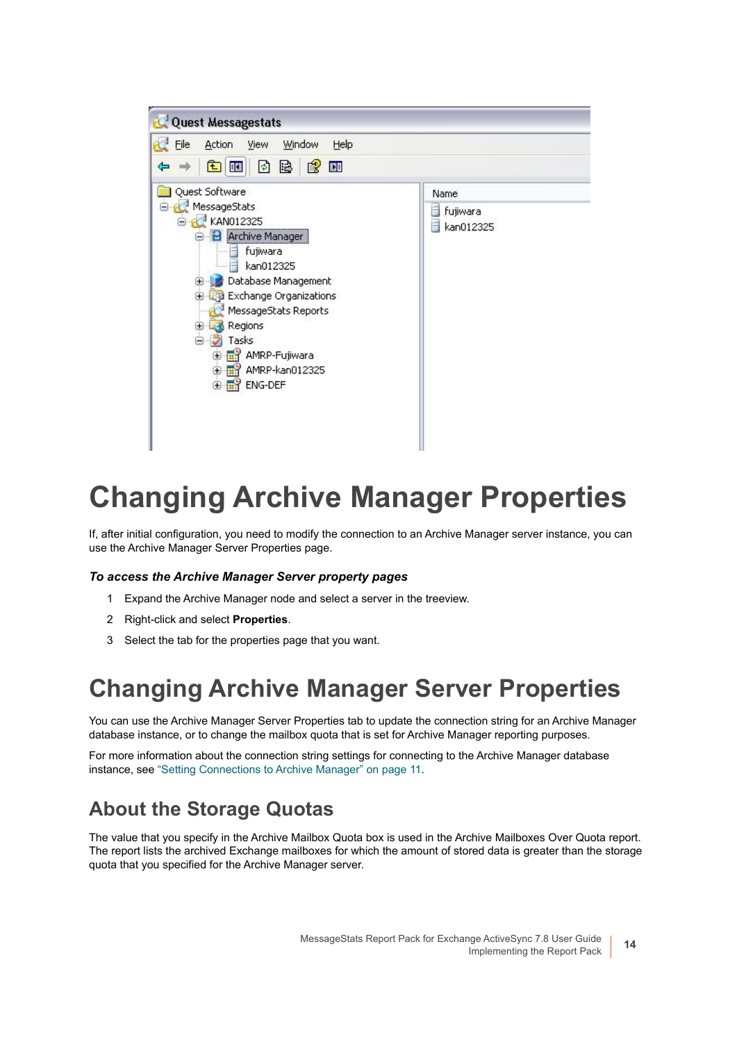# Changing Archive Manager Properties

If, after initial configuration, you need to modify the connection to an Archive Manager server instance, you can use the Archive Manager Server Properties page.

***To access the Archive Manager Server property pages***

1. Expand the Archive Manager node and select a server in the treeview.
2. Right-click and select **Properties**.
3. Select the tab for the properties page that you want.

# Changing Archive Manager Server Properties

You can use the Archive Manager Server Properties tab to update the connection string for an Archive Manager database instance, or to change the mailbox quota that is set for Archive Manager reporting purposes.

For more information about the connection string settings for connecting to the Archive Manager database instance, see "Setting Connections to Archive Manager" on page 11.

## About the Storage Quotas

The value that you specify in the Archive Mailbox Quota box is used in the Archive Mailboxes Over Quota report. The report lists the archived Exchange mailboxes for which the amount of stored data is greater than the storage quota that you specified for the Archive Manager server.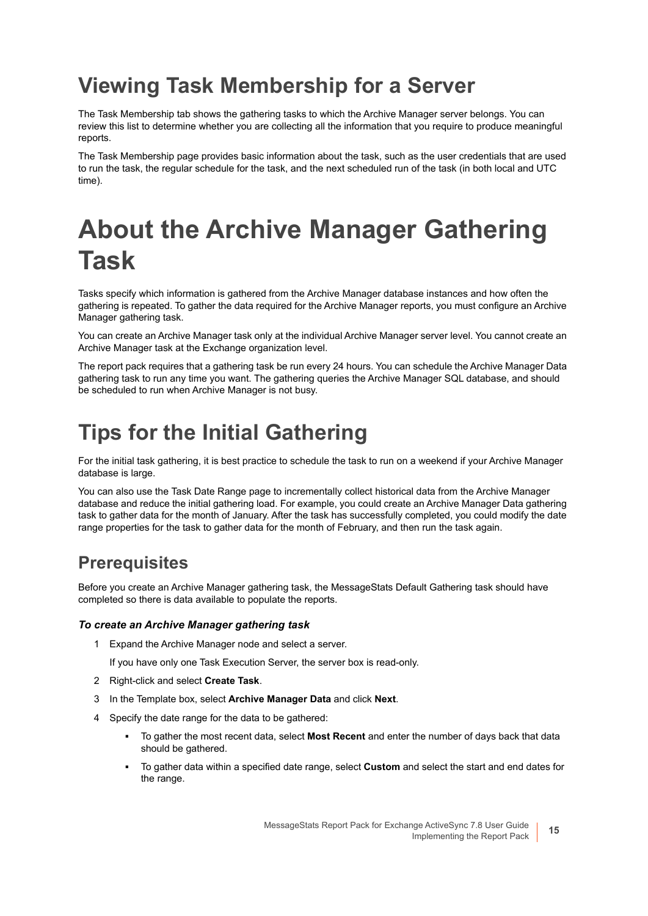## Viewing Task Membership for a Server

The Task Membership tab shows the gathering tasks to which the Archive Manager server belongs. You can review this list to determine whether you are collecting all the information that you require to produce meaningful reports.

The Task Membership page provides basic information about the task, such as the user credentials that are used to run the task, the regular schedule for the task, and the next scheduled run of the task (in both local and UTC time).

# About the Archive Manager Gathering Task

Tasks specify which information is gathered from the Archive Manager database instances and how often the gathering is repeated. To gather the data required for the Archive Manager reports, you must configure an Archive Manager gathering task.

You can create an Archive Manager task only at the individual Archive Manager server level. You cannot create an Archive Manager task at the Exchange organization level.

The report pack requires that a gathering task be run every 24 hours. You can schedule the Archive Manager Data gathering task to run any time you want. The gathering queries the Archive Manager SQL database, and should be scheduled to run when Archive Manager is not busy.

## Tips for the Initial Gathering

For the initial task gathering, it is best practice to schedule the task to run on a weekend if your Archive Manager database is large.

You can also use the Task Date Range page to incrementally collect historical data from the Archive Manager database and reduce the initial gathering load. For example, you could create an Archive Manager Data gathering task to gather data for the month of January. After the task has successfully completed, you could modify the date range properties for the task to gather data for the month of February, and then run the task again.

### Prerequisites

Before you create an Archive Manager gathering task, the MessageStats Default Gathering task should have completed so there is data available to populate the reports.

#### *To create an Archive Manager gathering task*

1. Expand the Archive Manager node and select a server.

   If you have only one Task Execution Server, the server box is read-only.

2. Right-click and select **Create Task**.
3. In the Template box, select **Archive Manager Data** and click **Next**.
4. Specify the date range for the data to be gathered:
   - To gather the most recent data, select **Most Recent** and enter the number of days back that data should be gathered.
   - To gather data within a specified date range, select **Custom** and select the start and end dates for the range.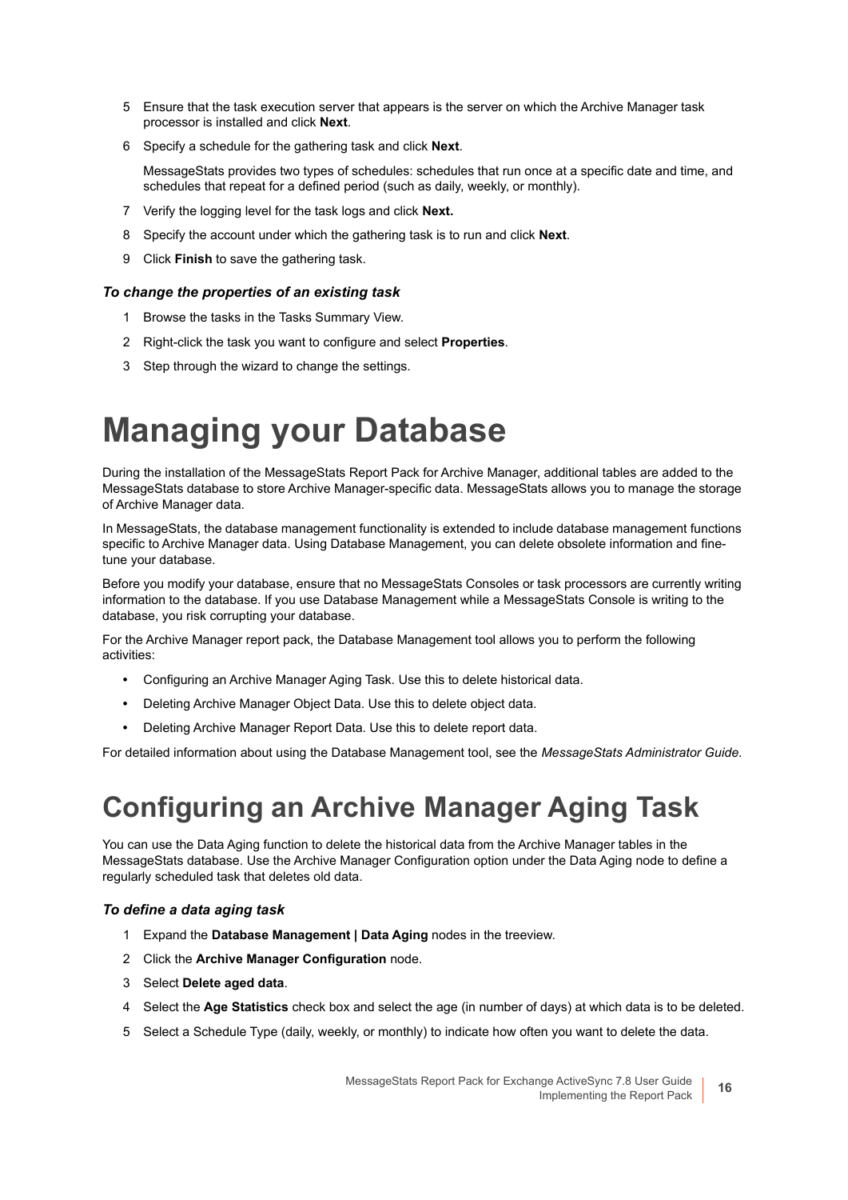5. Ensure that the task execution server that appears is the server on which the Archive Manager task processor is installed and click **Next**.
6. Specify a schedule for the gathering task and click **Next**.

   MessageStats provides two types of schedules: schedules that run once at a specific date and time, and schedules that repeat for a defined period (such as daily, weekly, or monthly).
7. Verify the logging level for the task logs and click **Next.**
8. Specify the account under which the gathering task is to run and click **Next**.
9. Click **Finish** to save the gathering task.

#### *To change the properties of an existing task*

1. Browse the tasks in the Tasks Summary View.
2. Right-click the task you want to configure and select **Properties**.
3. Step through the wizard to change the settings.

# Managing your Database

During the installation of the MessageStats Report Pack for Archive Manager, additional tables are added to the MessageStats database to store Archive Manager-specific data. MessageStats allows you to manage the storage of Archive Manager data.

In MessageStats, the database management functionality is extended to include database management functions specific to Archive Manager data. Using Database Management, you can delete obsolete information and fine-tune your database.

Before you modify your database, ensure that no MessageStats Consoles or task processors are currently writing information to the database. If you use Database Management while a MessageStats Console is writing to the database, you risk corrupting your database.

For the Archive Manager report pack, the Database Management tool allows you to perform the following activities:

- Configuring an Archive Manager Aging Task. Use this to delete historical data.
- Deleting Archive Manager Object Data. Use this to delete object data.
- Deleting Archive Manager Report Data. Use this to delete report data.

For detailed information about using the Database Management tool, see the *MessageStats Administrator Guide*.

## Configuring an Archive Manager Aging Task

You can use the Data Aging function to delete the historical data from the Archive Manager tables in the MessageStats database. Use the Archive Manager Configuration option under the Data Aging node to define a regularly scheduled task that deletes old data.

#### *To define a data aging task*

1. Expand the **Database Management | Data Aging** nodes in the treeview.
2. Click the **Archive Manager Configuration** node.
3. Select **Delete aged data**.
4. Select the **Age Statistics** check box and select the age (in number of days) at which data is to be deleted.
5. Select a Schedule Type (daily, weekly, or monthly) to indicate how often you want to delete the data.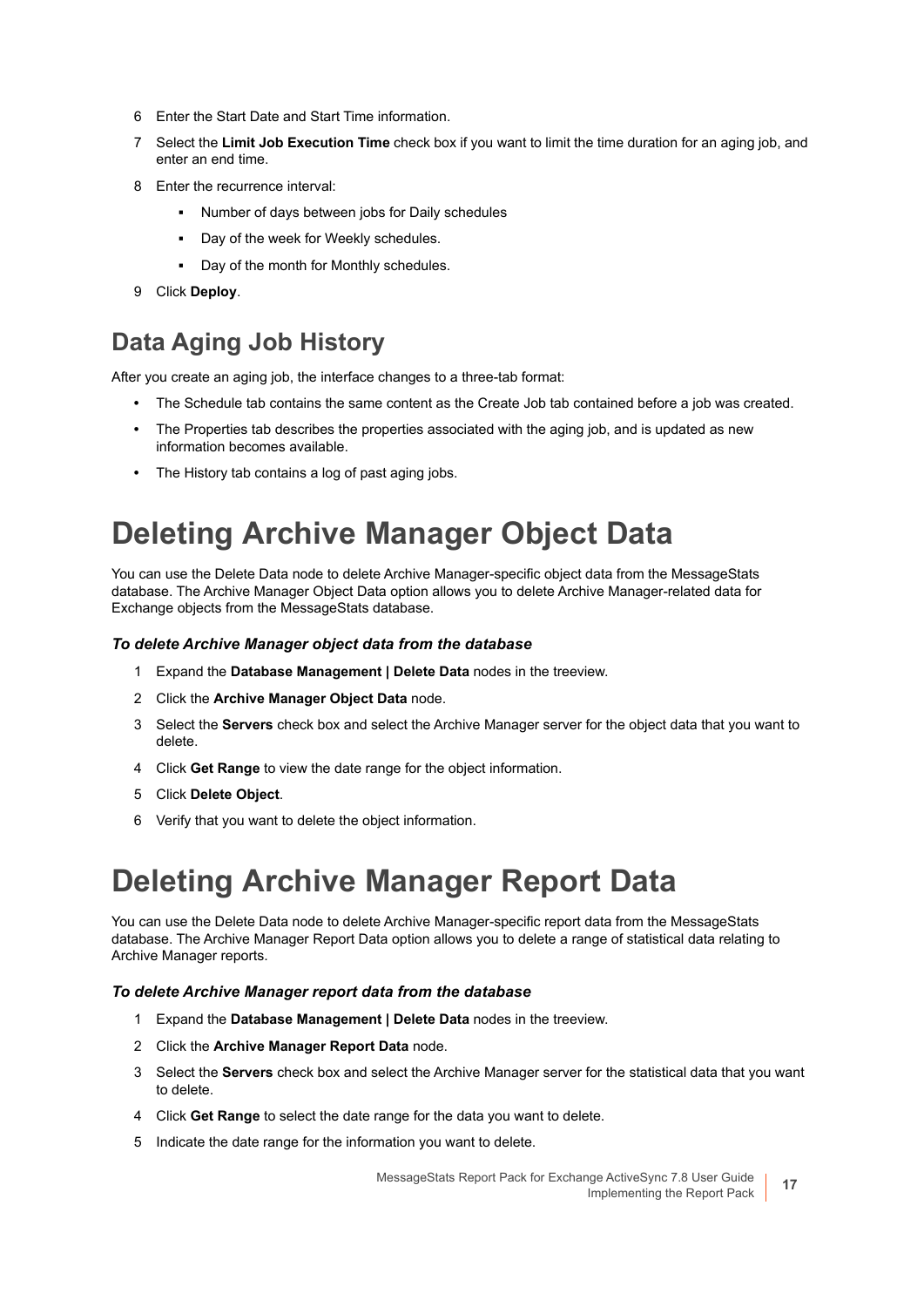6. Enter the Start Date and Start Time information.
7. Select the **Limit Job Execution Time** check box if you want to limit the time duration for an aging job, and enter an end time.
8. Enter the recurrence interval:
   - Number of days between jobs for Daily schedules
   - Day of the week for Weekly schedules.
   - Day of the month for Monthly schedules.
9. Click **Deploy**.

## Data Aging Job History

After you create an aging job, the interface changes to a three-tab format:

- The Schedule tab contains the same content as the Create Job tab contained before a job was created.
- The Properties tab describes the properties associated with the aging job, and is updated as new information becomes available.
- The History tab contains a log of past aging jobs.

# Deleting Archive Manager Object Data

You can use the Delete Data node to delete Archive Manager-specific object data from the MessageStats database. The Archive Manager Object Data option allows you to delete Archive Manager-related data for Exchange objects from the MessageStats database.

***To delete Archive Manager object data from the database***

1. Expand the **Database Management | Delete Data** nodes in the treeview.
2. Click the **Archive Manager Object Data** node.
3. Select the **Servers** check box and select the Archive Manager server for the object data that you want to delete.
4. Click **Get Range** to view the date range for the object information.
5. Click **Delete Object**.
6. Verify that you want to delete the object information.

# Deleting Archive Manager Report Data

You can use the Delete Data node to delete Archive Manager-specific report data from the MessageStats database. The Archive Manager Report Data option allows you to delete a range of statistical data relating to Archive Manager reports.

***To delete Archive Manager report data from the database***

1. Expand the **Database Management | Delete Data** nodes in the treeview.
2. Click the **Archive Manager Report Data** node.
3. Select the **Servers** check box and select the Archive Manager server for the statistical data that you want to delete.
4. Click **Get Range** to select the date range for the data you want to delete.
5. Indicate the date range for the information you want to delete.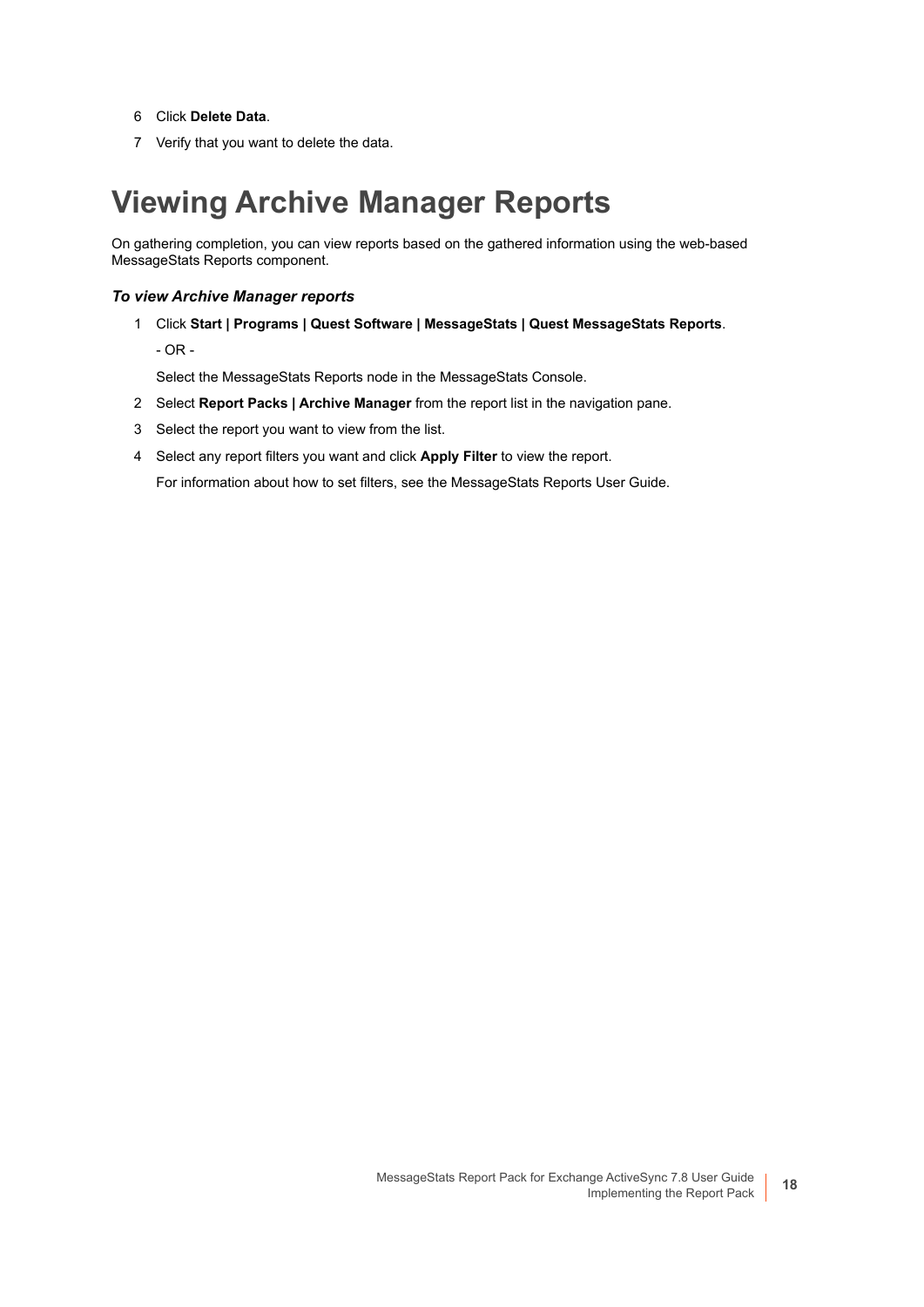6. Click **Delete Data**.
7. Verify that you want to delete the data.

# Viewing Archive Manager Reports

On gathering completion, you can view reports based on the gathered information using the web-based MessageStats Reports component.

***To view Archive Manager reports***

1. Click **Start | Programs | Quest Software | MessageStats | Quest MessageStats Reports**.

   - OR -

   Select the MessageStats Reports node in the MessageStats Console.
2. Select **Report Packs | Archive Manager** from the report list in the navigation pane.
3. Select the report you want to view from the list.
4. Select any report filters you want and click **Apply Filter** to view the report.

   For information about how to set filters, see the MessageStats Reports User Guide.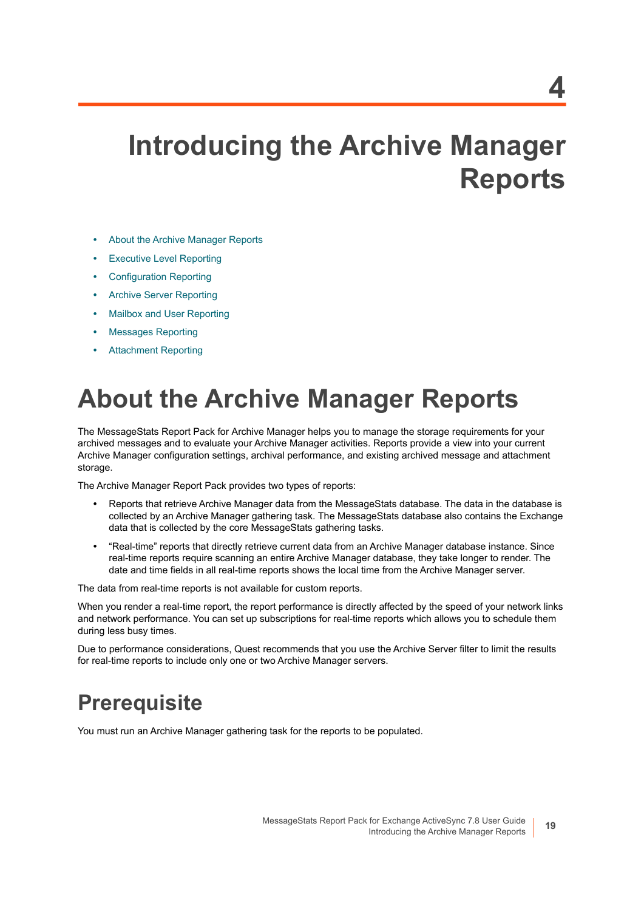# 4 Introducing the Archive Manager Reports

- About the Archive Manager Reports
- Executive Level Reporting
- Configuration Reporting
- Archive Server Reporting
- Mailbox and User Reporting
- Messages Reporting
- Attachment Reporting

## About the Archive Manager Reports

The MessageStats Report Pack for Archive Manager helps you to manage the storage requirements for your archived messages and to evaluate your Archive Manager activities. Reports provide a view into your current Archive Manager configuration settings, archival performance, and existing archived message and attachment storage.

The Archive Manager Report Pack provides two types of reports:

- Reports that retrieve Archive Manager data from the MessageStats database. The data in the database is collected by an Archive Manager gathering task. The MessageStats database also contains the Exchange data that is collected by the core MessageStats gathering tasks.
- “Real-time” reports that directly retrieve current data from an Archive Manager database instance. Since real-time reports require scanning an entire Archive Manager database, they take longer to render. The date and time fields in all real-time reports shows the local time from the Archive Manager server.

The data from real-time reports is not available for custom reports.

When you render a real-time report, the report performance is directly affected by the speed of your network links and network performance. You can set up subscriptions for real-time reports which allows you to schedule them during less busy times.

Due to performance considerations, Quest recommends that you use the Archive Server filter to limit the results for real-time reports to include only one or two Archive Manager servers.

### Prerequisite

You must run an Archive Manager gathering task for the reports to be populated.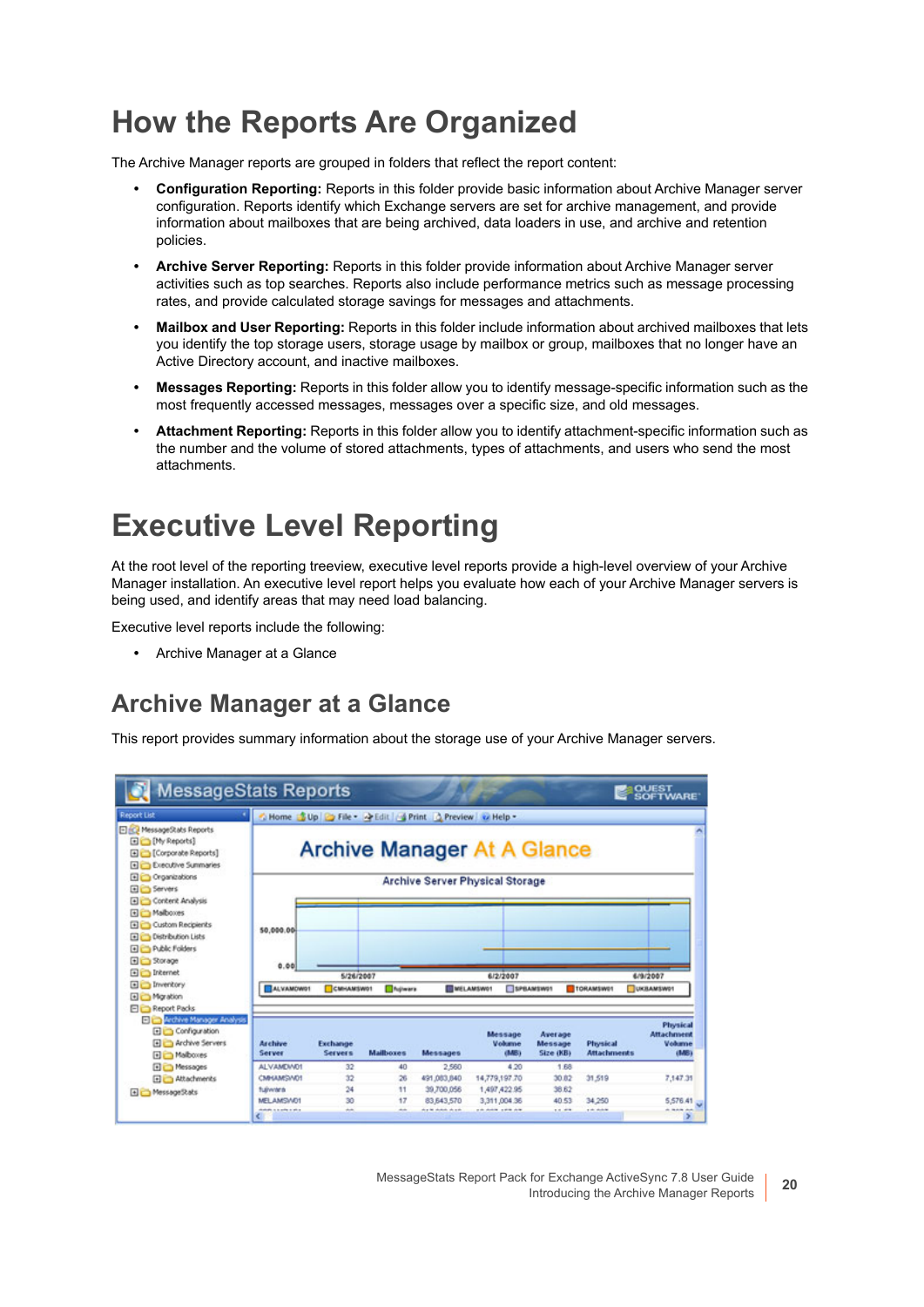# How the Reports Are Organized

The Archive Manager reports are grouped in folders that reflect the report content:

- **Configuration Reporting:** Reports in this folder provide basic information about Archive Manager server configuration. Reports identify which Exchange servers are set for archive management, and provide information about mailboxes that are being archived, data loaders in use, and archive and retention policies.
- **Archive Server Reporting:** Reports in this folder provide information about Archive Manager server activities such as top searches. Reports also include performance metrics such as message processing rates, and provide calculated storage savings for messages and attachments.
- **Mailbox and User Reporting:** Reports in this folder include information about archived mailboxes that lets you identify the top storage users, storage usage by mailbox or group, mailboxes that no longer have an Active Directory account, and inactive mailboxes.
- **Messages Reporting:** Reports in this folder allow you to identify message-specific information such as the most frequently accessed messages, messages over a specific size, and old messages.
- **Attachment Reporting:** Reports in this folder allow you to identify attachment-specific information such as the number and the volume of stored attachments, types of attachments, and users who send the most attachments.

# Executive Level Reporting

At the root level of the reporting treeview, executive level reports provide a high-level overview of your Archive Manager installation. An executive level report helps you evaluate how each of your Archive Manager servers is being used, and identify areas that may need load balancing.

Executive level reports include the following:

- Archive Manager at a Glance

## Archive Manager at a Glance

This report provides summary information about the storage use of your Archive Manager servers.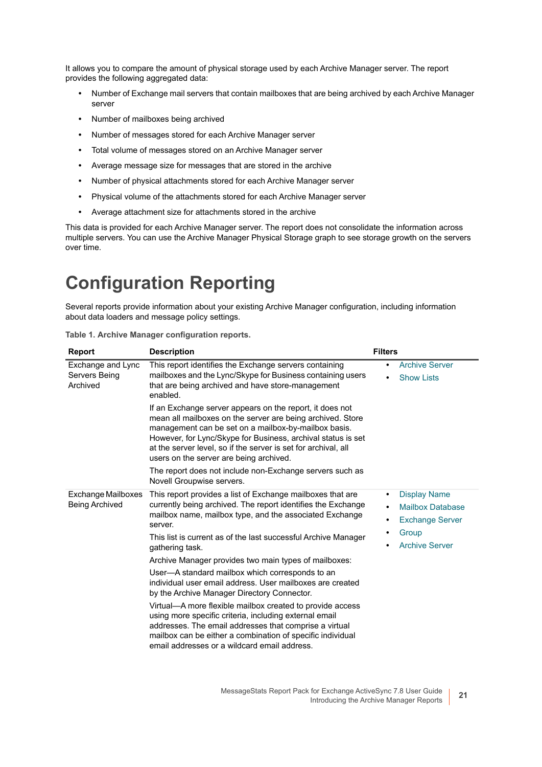It allows you to compare the amount of physical storage used by each Archive Manager server. The report provides the following aggregated data:

- Number of Exchange mail servers that contain mailboxes that are being archived by each Archive Manager server
- Number of mailboxes being archived
- Number of messages stored for each Archive Manager server
- Total volume of messages stored on an Archive Manager server
- Average message size for messages that are stored in the archive
- Number of physical attachments stored for each Archive Manager server
- Physical volume of the attachments stored for each Archive Manager server
- Average attachment size for attachments stored in the archive

This data is provided for each Archive Manager server. The report does not consolidate the information across multiple servers. You can use the Archive Manager Physical Storage graph to see storage growth on the servers over time.

# Configuration Reporting

Several reports provide information about your existing Archive Manager configuration, including information about data loaders and message policy settings.

**Table 1. Archive Manager configuration reports.**

| Report | Description | Filters |
|---|---|---|
| Exchange and Lync Servers Being Archived | This report identifies the Exchange servers containing mailboxes and the Lync/Skype for Business containing users that are being archived and have store-management enabled.<br><br>If an Exchange server appears on the report, it does not mean all mailboxes on the server are being archived. Store management can be set on a mailbox-by-mailbox basis. However, for Lync/Skype for Business, archival status is set at the server level, so if the server is set for archival, all users on the server are being archived.<br><br>The report does not include non-Exchange servers such as Novell Groupwise servers. | • Archive Server<br>• Show Lists |
| Exchange Mailboxes Being Archived | This report provides a list of Exchange mailboxes that are currently being archived. The report identifies the Exchange mailbox name, mailbox type, and the associated Exchange server.<br><br>This list is current as of the last successful Archive Manager gathering task.<br><br>Archive Manager provides two main types of mailboxes:<br><br>User—A standard mailbox which corresponds to an individual user email address. User mailboxes are created by the Archive Manager Directory Connector.<br><br>Virtual—A more flexible mailbox created to provide access using more specific criteria, including external email addresses. The email addresses that comprise a virtual mailbox can be either a combination of specific individual email addresses or a wildcard email address. | • Display Name<br>• Mailbox Database<br>• Exchange Server<br>• Group<br>• Archive Server |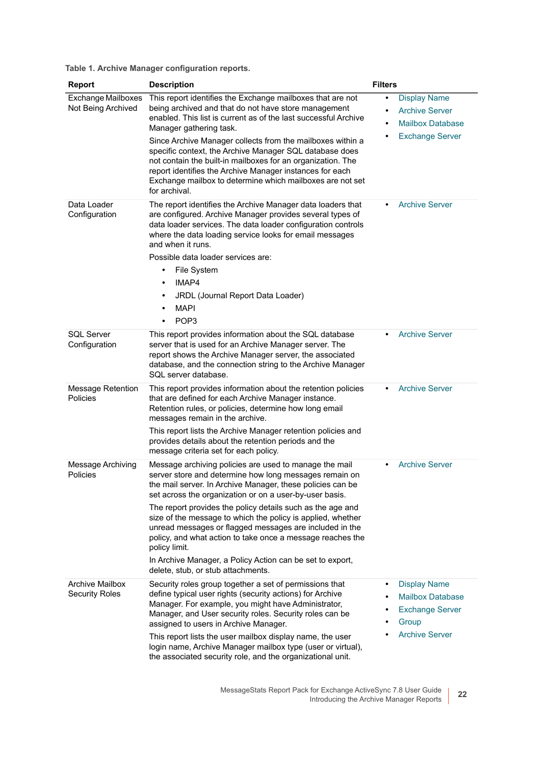**Table 1. Archive Manager configuration reports.**

| Report | Description | Filters |
|---|---|---|
| Exchange Mailboxes Not Being Archived | This report identifies the Exchange mailboxes that are not being archived and that do not have store management enabled. This list is current as of the last successful Archive Manager gathering task.<br><br>Since Archive Manager collects from the mailboxes within a specific context, the Archive Manager SQL database does not contain the built-in mailboxes for an organization. The report identifies the Archive Manager instances for each Exchange mailbox to determine which mailboxes are not set for archival. | • Display Name<br>• Archive Server<br>• Mailbox Database<br>• Exchange Server |
| Data Loader Configuration | The report identifies the Archive Manager data loaders that are configured. Archive Manager provides several types of data loader services. The data loader configuration controls where the data loading service looks for email messages and when it runs.<br><br>Possible data loader services are:<br>• File System<br>• IMAP4<br>• JRDL (Journal Report Data Loader)<br>• MAPI<br>• POP3 | • Archive Server |
| SQL Server Configuration | This report provides information about the SQL database server that is used for an Archive Manager server. The report shows the Archive Manager server, the associated database, and the connection string to the Archive Manager SQL server database. | • Archive Server |
| Message Retention Policies | This report provides information about the retention policies that are defined for each Archive Manager instance. Retention rules, or policies, determine how long email messages remain in the archive.<br><br>This report lists the Archive Manager retention policies and provides details about the retention periods and the message criteria set for each policy. | • Archive Server |
| Message Archiving Policies | Message archiving policies are used to manage the mail server store and determine how long messages remain on the mail server. In Archive Manager, these policies can be set across the organization or on a user-by-user basis.<br><br>The report provides the policy details such as the age and size of the message to which the policy is applied, whether unread messages or flagged messages are included in the policy, and what action to take once a message reaches the policy limit.<br><br>In Archive Manager, a Policy Action can be set to export, delete, stub, or stub attachments. | • Archive Server |
| Archive Mailbox Security Roles | Security roles group together a set of permissions that define typical user rights (security actions) for Archive Manager. For example, you might have Administrator, Manager, and User security roles. Security roles can be assigned to users in Archive Manager.<br><br>This report lists the user mailbox display name, the user login name, Archive Manager mailbox type (user or virtual), the associated security role, and the organizational unit. | • Display Name<br>• Mailbox Database<br>• Exchange Server<br>• Group<br>• Archive Server |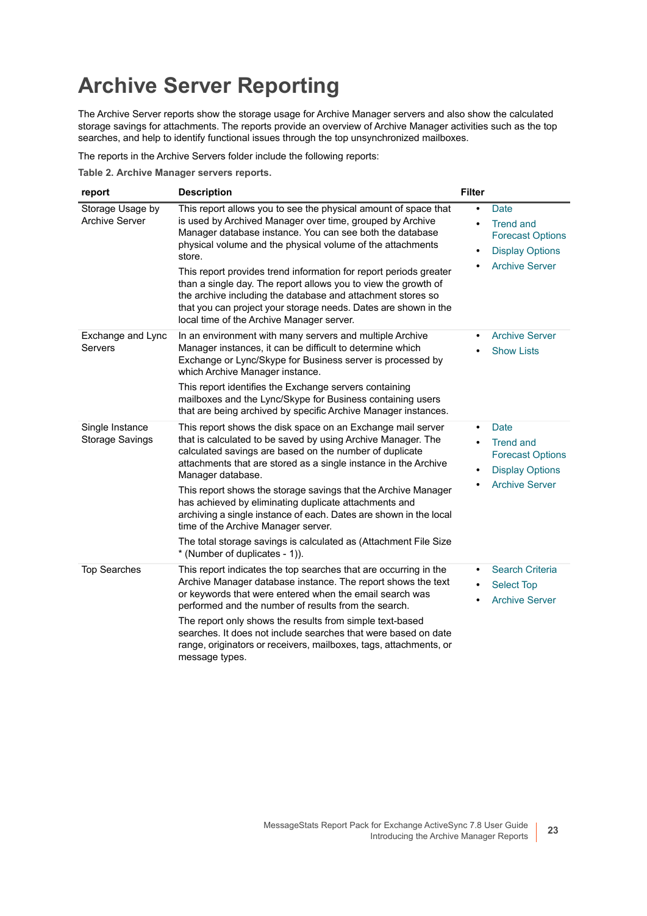# Archive Server Reporting

The Archive Server reports show the storage usage for Archive Manager servers and also show the calculated storage savings for attachments. The reports provide an overview of Archive Manager activities such as the top searches, and help to identify functional issues through the top unsynchronized mailboxes.

The reports in the Archive Servers folder include the following reports:

**Table 2. Archive Manager servers reports.**

| report | Description | Filter |
|---|---|---|
| Storage Usage by Archive Server | This report allows you to see the physical amount of space that is used by Archived Manager over time, grouped by Archive Manager database instance. You can see both the database physical volume and the physical volume of the attachments store.<br><br>This report provides trend information for report periods greater than a single day. The report allows you to view the growth of the archive including the database and attachment stores so that you can project your storage needs. Dates are shown in the local time of the Archive Manager server. | • Date<br>• Trend and Forecast Options<br>• Display Options<br>• Archive Server |
| Exchange and Lync Servers | In an environment with many servers and multiple Archive Manager instances, it can be difficult to determine which Exchange or Lync/Skype for Business server is processed by which Archive Manager instance.<br><br>This report identifies the Exchange servers containing mailboxes and the Lync/Skype for Business containing users that are being archived by specific Archive Manager instances. | • Archive Server<br>• Show Lists |
| Single Instance Storage Savings | This report shows the disk space on an Exchange mail server that is calculated to be saved by using Archive Manager. The calculated savings are based on the number of duplicate attachments that are stored as a single instance in the Archive Manager database.<br><br>This report shows the storage savings that the Archive Manager has achieved by eliminating duplicate attachments and archiving a single instance of each. Dates are shown in the local time of the Archive Manager server.<br><br>The total storage savings is calculated as (Attachment File Size * (Number of duplicates - 1)). | • Date<br>• Trend and Forecast Options<br>• Display Options<br>• Archive Server |
| Top Searches | This report indicates the top searches that are occurring in the Archive Manager database instance. The report shows the text or keywords that were entered when the email search was performed and the number of results from the search.<br><br>The report only shows the results from simple text-based searches. It does not include searches that were based on date range, originators or receivers, mailboxes, tags, attachments, or message types. | • Search Criteria<br>• Select Top<br>• Archive Server |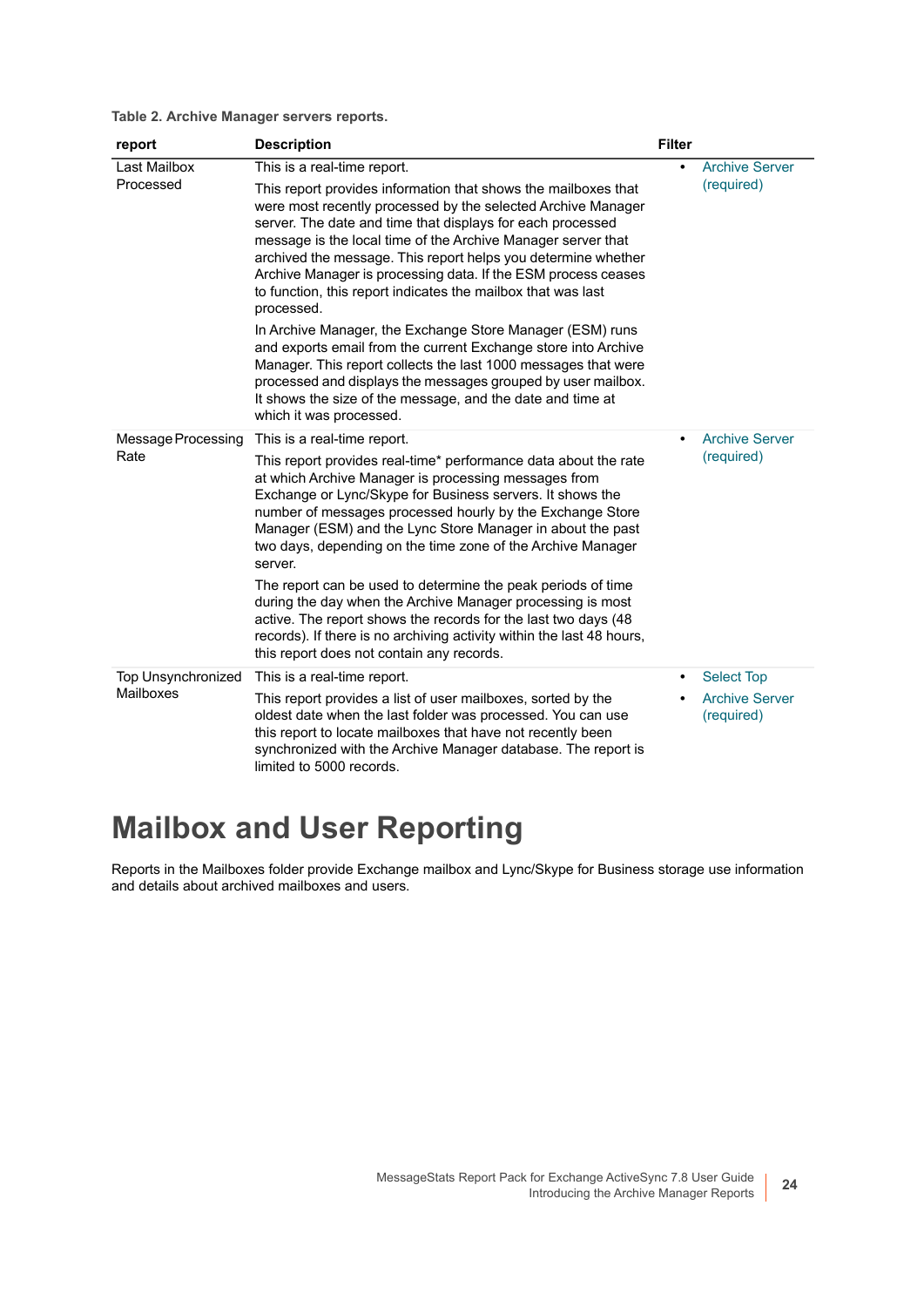**Table 2. Archive Manager servers reports.**

| report | Description | Filter |
|---|---|---|
| Last Mailbox Processed | This is a real-time report.<br><br>This report provides information that shows the mailboxes that were most recently processed by the selected Archive Manager server. The date and time that displays for each processed message is the local time of the Archive Manager server that archived the message. This report helps you determine whether Archive Manager is processing data. If the ESM process ceases to function, this report indicates the mailbox that was last processed.<br><br>In Archive Manager, the Exchange Store Manager (ESM) runs and exports email from the current Exchange store into Archive Manager. This report collects the last 1000 messages that were processed and displays the messages grouped by user mailbox. It shows the size of the message, and the date and time at which it was processed. | • Archive Server (required) |
| Message Processing Rate | This is a real-time report.<br><br>This report provides real-time* performance data about the rate at which Archive Manager is processing messages from Exchange or Lync/Skype for Business servers. It shows the number of messages processed hourly by the Exchange Store Manager (ESM) and the Lync Store Manager in about the past two days, depending on the time zone of the Archive Manager server.<br><br>The report can be used to determine the peak periods of time during the day when the Archive Manager processing is most active. The report shows the records for the last two days (48 records). If there is no archiving activity within the last 48 hours, this report does not contain any records. | • Archive Server (required) |
| Top Unsynchronized Mailboxes | This is a real-time report.<br><br>This report provides a list of user mailboxes, sorted by the oldest date when the last folder was processed. You can use this report to locate mailboxes that have not recently been synchronized with the Archive Manager database. The report is limited to 5000 records. | • Select Top<br>• Archive Server (required) |

# Mailbox and User Reporting

Reports in the Mailboxes folder provide Exchange mailbox and Lync/Skype for Business storage use information and details about archived mailboxes and users.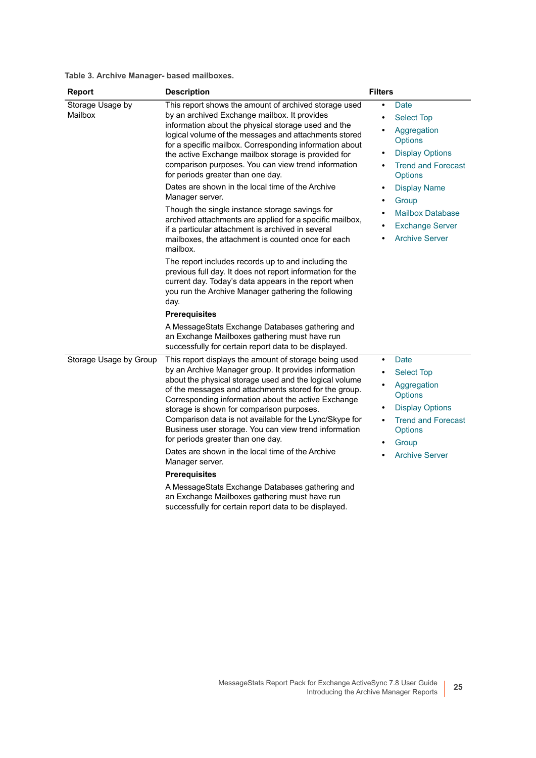**Table 3. Archive Manager- based mailboxes.**

| Report | Description | Filters |
|---|---|---|
| Storage Usage by Mailbox | This report shows the amount of archived storage used by an archived Exchange mailbox. It provides information about the physical storage used and the logical volume of the messages and attachments stored for a specific mailbox. Corresponding information about the active Exchange mailbox storage is provided for comparison purposes. You can view trend information for periods greater than one day.<br><br>Dates are shown in the local time of the Archive Manager server.<br><br>Though the single instance storage savings for archived attachments are applied for a specific mailbox, if a particular attachment is archived in several mailboxes, the attachment is counted once for each mailbox.<br><br>The report includes records up to and including the previous full day. It does not report information for the current day. Today's data appears in the report when you run the Archive Manager gathering the following day.<br><br>**Prerequisites**<br><br>A MessageStats Exchange Databases gathering and an Exchange Mailboxes gathering must have run successfully for certain report data to be displayed. | • Date<br>• Select Top<br>• Aggregation Options<br>• Display Options<br>• Trend and Forecast Options<br>• Display Name<br>• Group<br>• Mailbox Database<br>• Exchange Server<br>• Archive Server |
| Storage Usage by Group | This report displays the amount of storage being used by an Archive Manager group. It provides information about the physical storage used and the logical volume of the messages and attachments stored for the group. Corresponding information about the active Exchange storage is shown for comparison purposes. Comparison data is not available for the Lync/Skype for Business user storage. You can view trend information for periods greater than one day.<br><br>Dates are shown in the local time of the Archive Manager server.<br><br>**Prerequisites**<br><br>A MessageStats Exchange Databases gathering and an Exchange Mailboxes gathering must have run successfully for certain report data to be displayed. | • Date<br>• Select Top<br>• Aggregation Options<br>• Display Options<br>• Trend and Forecast Options<br>• Group<br>• Archive Server |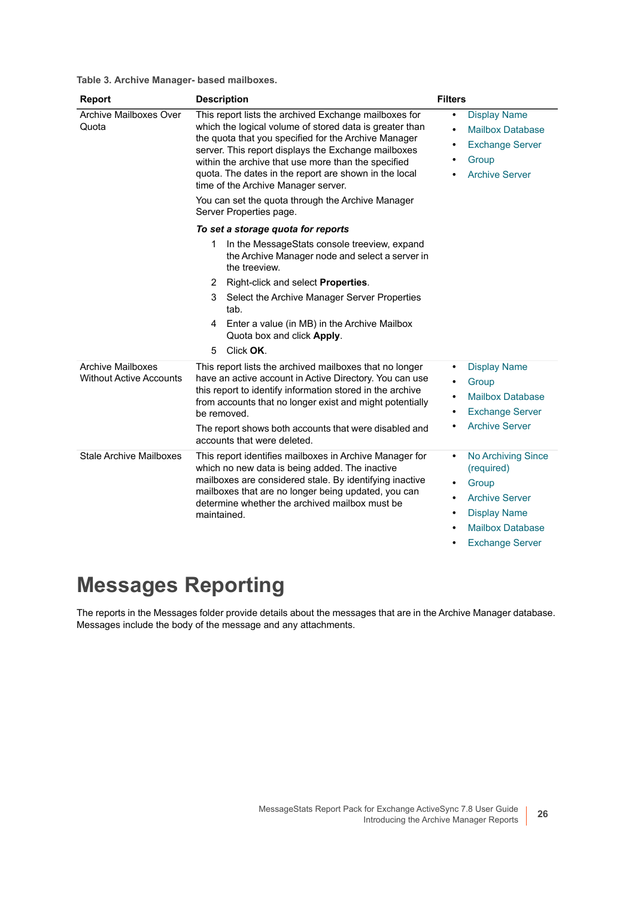Table 3. Archive Manager- based mailboxes.

| Report | Description | Filters |
|---|---|---|
| Archive Mailboxes Over Quota | This report lists the archived Exchange mailboxes for which the logical volume of stored data is greater than the quota that you specified for the Archive Manager server. This report displays the Exchange mailboxes within the archive that use more than the specified quota. The dates in the report are shown in the local time of the Archive Manager server.<br><br>You can set the quota through the Archive Manager Server Properties page.<br><br>***To set a storage quota for reports***<br>1 In the MessageStats console treeview, expand the Archive Manager node and select a server in the treeview.<br>2 Right-click and select **Properties**.<br>3 Select the Archive Manager Server Properties tab.<br>4 Enter a value (in MB) in the Archive Mailbox Quota box and click **Apply**.<br>5 Click **OK**. | • Display Name<br>• Mailbox Database<br>• Exchange Server<br>• Group<br>• Archive Server |
| Archive Mailboxes Without Active Accounts | This report lists the archived mailboxes that no longer have an active account in Active Directory. You can use this report to identify information stored in the archive from accounts that no longer exist and might potentially be removed.<br><br>The report shows both accounts that were disabled and accounts that were deleted. | • Display Name<br>• Group<br>• Mailbox Database<br>• Exchange Server<br>• Archive Server |
| Stale Archive Mailboxes | This report identifies mailboxes in Archive Manager for which no new data is being added. The inactive mailboxes are considered stale. By identifying inactive mailboxes that are no longer being updated, you can determine whether the archived mailbox must be maintained. | • No Archiving Since (required)<br>• Group<br>• Archive Server<br>• Display Name<br>• Mailbox Database<br>• Exchange Server |

# Messages Reporting

The reports in the Messages folder provide details about the messages that are in the Archive Manager database. Messages include the body of the message and any attachments.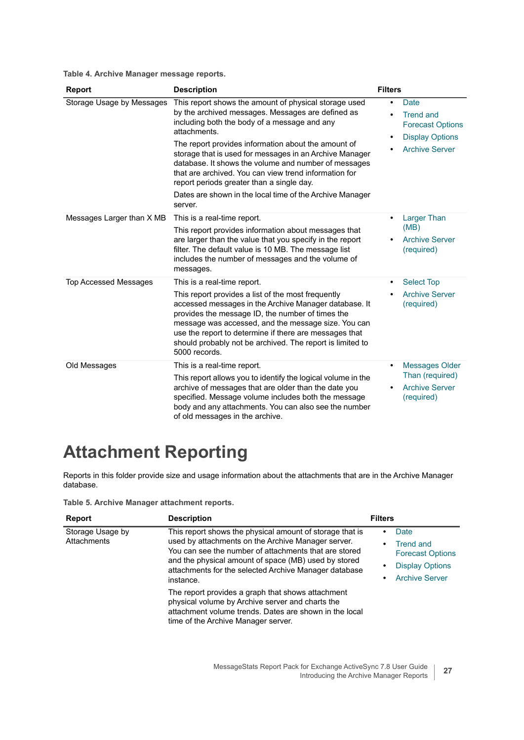**Table 4. Archive Manager message reports.**

| Report | Description | Filters |
|---|---|---|
| Storage Usage by Messages | This report shows the amount of physical storage used by the archived messages. Messages are defined as including both the body of a message and any attachments.<br><br>The report provides information about the amount of storage that is used for messages in an Archive Manager database. It shows the volume and number of messages that are archived. You can view trend information for report periods greater than a single day.<br><br>Dates are shown in the local time of the Archive Manager server. | • Date<br>• Trend and Forecast Options<br>• Display Options<br>• Archive Server |
| Messages Larger than X MB | This is a real-time report.<br><br>This report provides information about messages that are larger than the value that you specify in the report filter. The default value is 10 MB. The message list includes the number of messages and the volume of messages. | • Larger Than (MB)<br>• Archive Server (required) |
| Top Accessed Messages | This is a real-time report.<br><br>This report provides a list of the most frequently accessed messages in the Archive Manager database. It provides the message ID, the number of times the message was accessed, and the message size. You can use the report to determine if there are messages that should probably not be archived. The report is limited to 5000 records. | • Select Top<br>• Archive Server (required) |
| Old Messages | This is a real-time report.<br><br>This report allows you to identify the logical volume in the archive of messages that are older than the date you specified. Message volume includes both the message body and any attachments. You can also see the number of old messages in the archive. | • Messages Older Than (required)<br>• Archive Server (required) |

# Attachment Reporting

Reports in this folder provide size and usage information about the attachments that are in the Archive Manager database.

**Table 5. Archive Manager attachment reports.**

| Report | Description | Filters |
|---|---|---|
| Storage Usage by Attachments | This report shows the physical amount of storage that is used by attachments on the Archive Manager server. You can see the number of attachments that are stored and the physical amount of space (MB) used by stored attachments for the selected Archive Manager database instance.<br><br>The report provides a graph that shows attachment physical volume by Archive server and charts the attachment volume trends. Dates are shown in the local time of the Archive Manager server. | • Date<br>• Trend and Forecast Options<br>• Display Options<br>• Archive Server |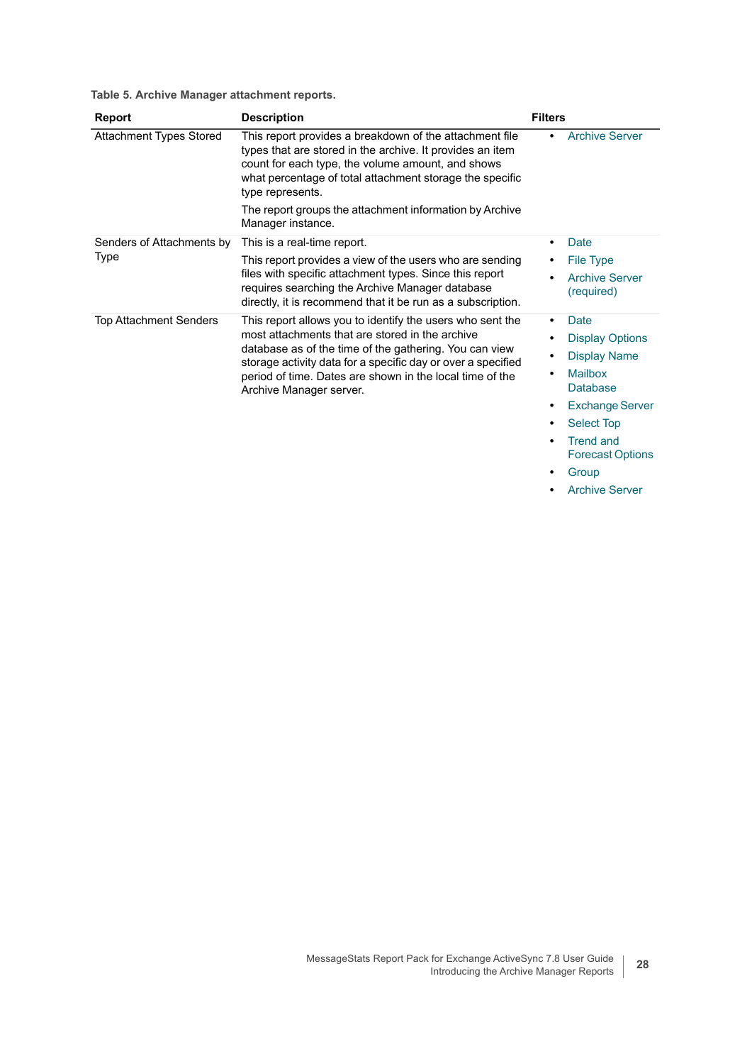Table 5. Archive Manager attachment reports.

| Report | Description | Filters |
|---|---|---|
| Attachment Types Stored | This report provides a breakdown of the attachment file types that are stored in the archive. It provides an item count for each type, the volume amount, and shows what percentage of total attachment storage the specific type represents.<br><br>The report groups the attachment information by Archive Manager instance. | • Archive Server |
| Senders of Attachments by Type | This is a real-time report.<br><br>This report provides a view of the users who are sending files with specific attachment types. Since this report requires searching the Archive Manager database directly, it is recommend that it be run as a subscription. | • Date<br>• File Type<br>• Archive Server (required) |
| Top Attachment Senders | This report allows you to identify the users who sent the most attachments that are stored in the archive database as of the time of the gathering. You can view storage activity data for a specific day or over a specified period of time. Dates are shown in the local time of the Archive Manager server. | • Date<br>• Display Options<br>• Display Name<br>• Mailbox Database<br>• Exchange Server<br>• Select Top<br>• Trend and Forecast Options<br>• Group<br>• Archive Server |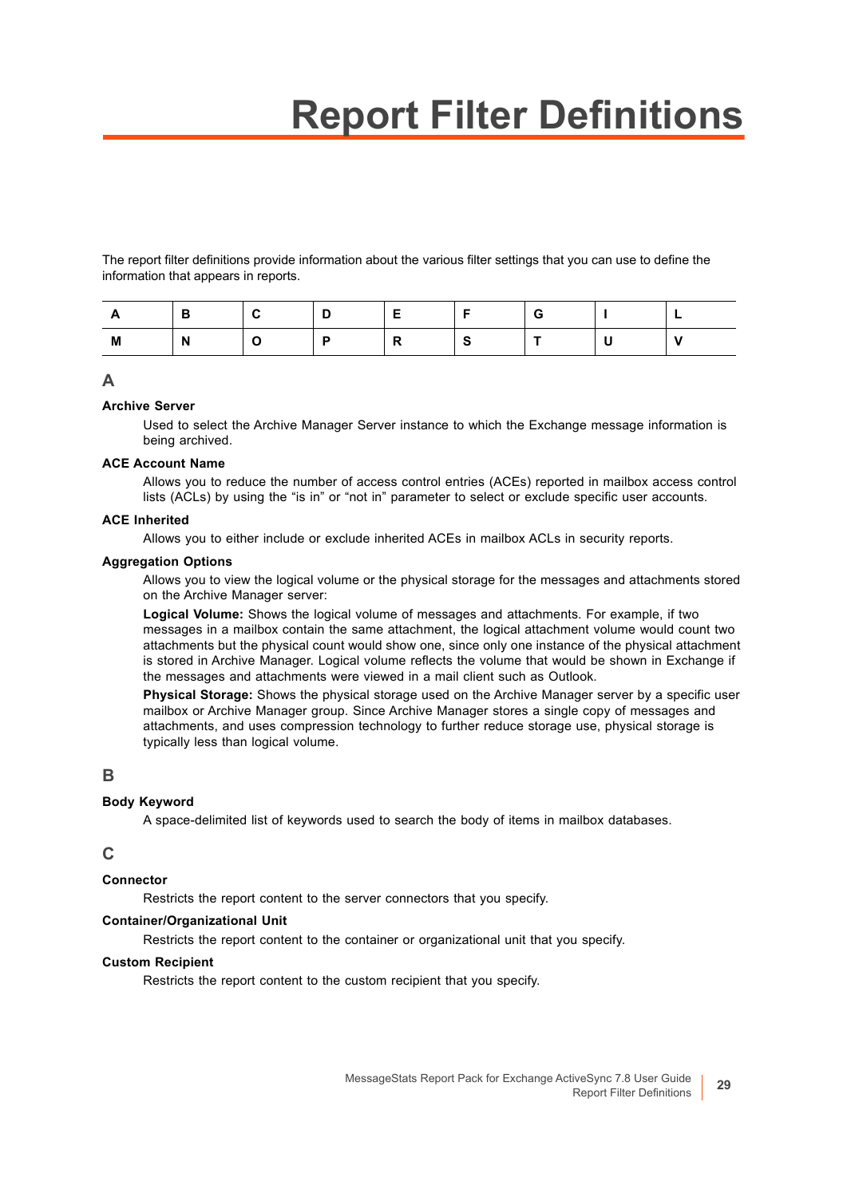# Report Filter Definitions

The report filter definitions provide information about the various filter settings that you can use to define the information that appears in reports.

| A | B | C | D | E | F | G | I | L |
|---|---|---|---|---|---|---|---|---|
| M | N | O | P | R | S | T | U | V |

## A

**Archive Server**

Used to select the Archive Manager Server instance to which the Exchange message information is being archived.

**ACE Account Name**

Allows you to reduce the number of access control entries (ACEs) reported in mailbox access control lists (ACLs) by using the “is in” or “not in” parameter to select or exclude specific user accounts.

**ACE Inherited**

Allows you to either include or exclude inherited ACEs in mailbox ACLs in security reports.

**Aggregation Options**

Allows you to view the logical volume or the physical storage for the messages and attachments stored on the Archive Manager server:

**Logical Volume:** Shows the logical volume of messages and attachments. For example, if two messages in a mailbox contain the same attachment, the logical attachment volume would count two attachments but the physical count would show one, since only one instance of the physical attachment is stored in Archive Manager. Logical volume reflects the volume that would be shown in Exchange if the messages and attachments were viewed in a mail client such as Outlook.

**Physical Storage:** Shows the physical storage used on the Archive Manager server by a specific user mailbox or Archive Manager group. Since Archive Manager stores a single copy of messages and attachments, and uses compression technology to further reduce storage use, physical storage is typically less than logical volume.

## B

**Body Keyword**

A space-delimited list of keywords used to search the body of items in mailbox databases.

## C

**Connector**

Restricts the report content to the server connectors that you specify.

**Container/Organizational Unit**

Restricts the report content to the container or organizational unit that you specify.

**Custom Recipient**

Restricts the report content to the custom recipient that you specify.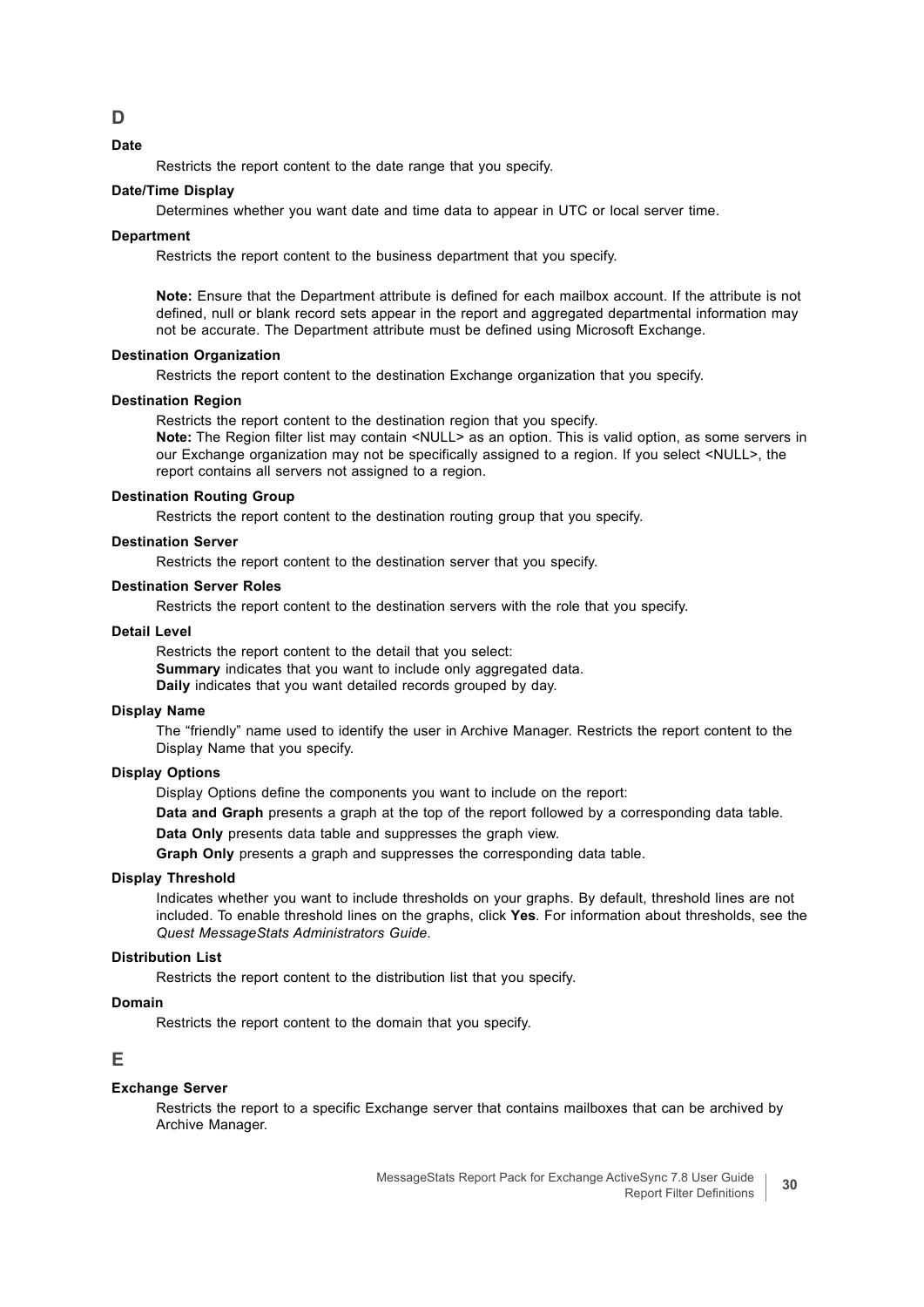## D

### Date

Restricts the report content to the date range that you specify.

### Date/Time Display

Determines whether you want date and time data to appear in UTC or local server time.

### Department

Restricts the report content to the business department that you specify.

**Note:** Ensure that the Department attribute is defined for each mailbox account. If the attribute is not defined, null or blank record sets appear in the report and aggregated departmental information may not be accurate. The Department attribute must be defined using Microsoft Exchange.

### Destination Organization

Restricts the report content to the destination Exchange organization that you specify.

### Destination Region

Restricts the report content to the destination region that you specify.
**Note:** The Region filter list may contain <NULL> as an option. This is valid option, as some servers in our Exchange organization may not be specifically assigned to a region. If you select <NULL>, the report contains all servers not assigned to a region.

### Destination Routing Group

Restricts the report content to the destination routing group that you specify.

### Destination Server

Restricts the report content to the destination server that you specify.

### Destination Server Roles

Restricts the report content to the destination servers with the role that you specify.

### Detail Level

Restricts the report content to the detail that you select:
**Summary** indicates that you want to include only aggregated data.
**Daily** indicates that you want detailed records grouped by day.

### Display Name

The “friendly” name used to identify the user in Archive Manager. Restricts the report content to the Display Name that you specify.

### Display Options

Display Options define the components you want to include on the report:

**Data and Graph** presents a graph at the top of the report followed by a corresponding data table.

**Data Only** presents data table and suppresses the graph view.

**Graph Only** presents a graph and suppresses the corresponding data table.

### Display Threshold

Indicates whether you want to include thresholds on your graphs. By default, threshold lines are not included. To enable threshold lines on the graphs, click **Yes**. For information about thresholds, see the *Quest MessageStats Administrators Guide*.

### Distribution List

Restricts the report content to the distribution list that you specify.

### Domain

Restricts the report content to the domain that you specify.

## E

### Exchange Server

Restricts the report to a specific Exchange server that contains mailboxes that can be archived by Archive Manager.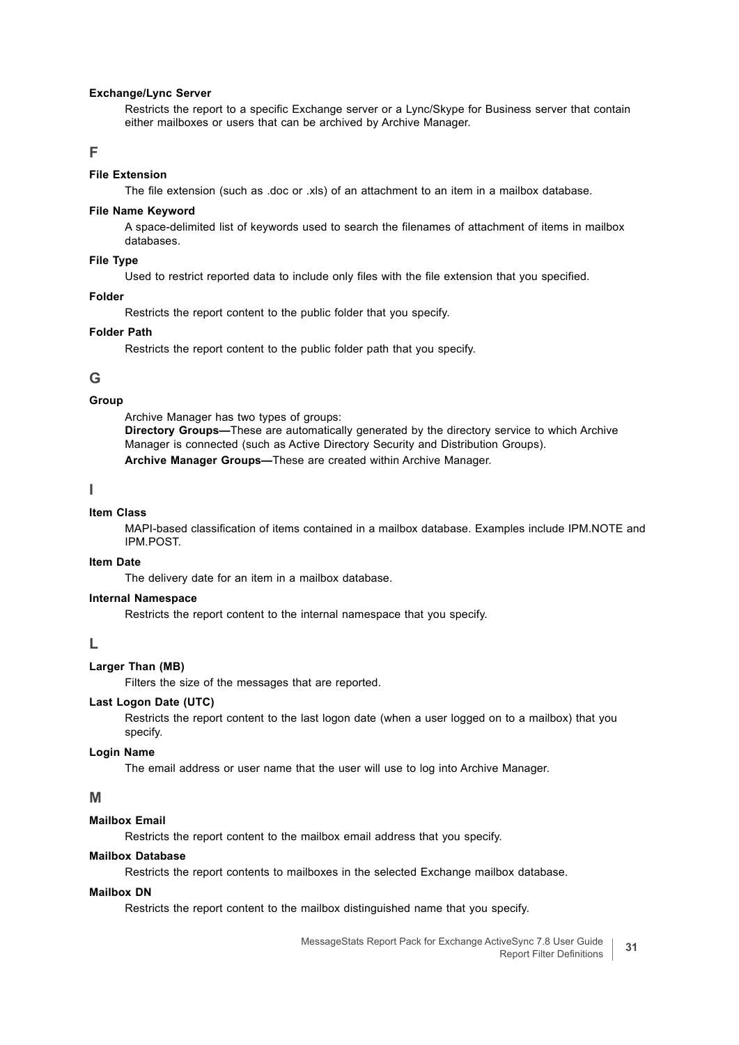**Exchange/Lync Server**

Restricts the report to a specific Exchange server or a Lync/Skype for Business server that contain either mailboxes or users that can be archived by Archive Manager.

## F

**File Extension**

The file extension (such as .doc or .xls) of an attachment to an item in a mailbox database.

**File Name Keyword**

A space-delimited list of keywords used to search the filenames of attachment of items in mailbox databases.

**File Type**

Used to restrict reported data to include only files with the file extension that you specified.

**Folder**

Restricts the report content to the public folder that you specify.

**Folder Path**

Restricts the report content to the public folder path that you specify.

## G

**Group**

Archive Manager has two types of groups:

**Directory Groups—**These are automatically generated by the directory service to which Archive Manager is connected (such as Active Directory Security and Distribution Groups).

**Archive Manager Groups—**These are created within Archive Manager.

## I

**Item Class**

MAPI-based classification of items contained in a mailbox database. Examples include IPM.NOTE and IPM.POST.

**Item Date**

The delivery date for an item in a mailbox database.

**Internal Namespace**

Restricts the report content to the internal namespace that you specify.

## L

**Larger Than (MB)**

Filters the size of the messages that are reported.

**Last Logon Date (UTC)**

Restricts the report content to the last logon date (when a user logged on to a mailbox) that you specify.

**Login Name**

The email address or user name that the user will use to log into Archive Manager.

## M

**Mailbox Email**

Restricts the report content to the mailbox email address that you specify.

**Mailbox Database**

Restricts the report contents to mailboxes in the selected Exchange mailbox database.

**Mailbox DN**

Restricts the report content to the mailbox distinguished name that you specify.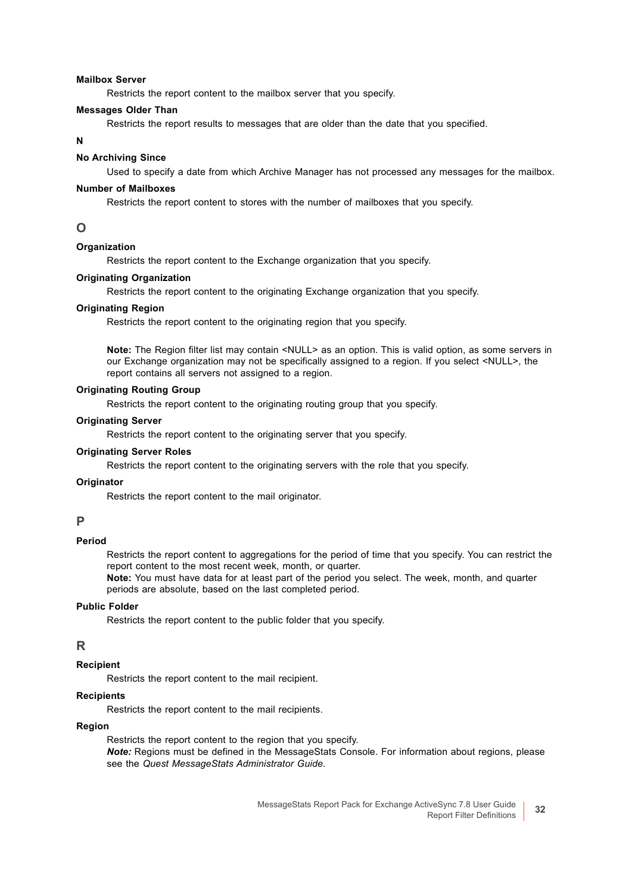**Mailbox Server**

Restricts the report content to the mailbox server that you specify.

**Messages Older Than**

Restricts the report results to messages that are older than the date that you specified.

**N**

**No Archiving Since**

Used to specify a date from which Archive Manager has not processed any messages for the mailbox.

**Number of Mailboxes**

Restricts the report content to stores with the number of mailboxes that you specify.

## O

**Organization**

Restricts the report content to the Exchange organization that you specify.

**Originating Organization**

Restricts the report content to the originating Exchange organization that you specify.

**Originating Region**

Restricts the report content to the originating region that you specify.

**Note:** The Region filter list may contain <NULL> as an option. This is valid option, as some servers in our Exchange organization may not be specifically assigned to a region. If you select <NULL>, the report contains all servers not assigned to a region.

**Originating Routing Group**

Restricts the report content to the originating routing group that you specify.

**Originating Server**

Restricts the report content to the originating server that you specify.

**Originating Server Roles**

Restricts the report content to the originating servers with the role that you specify.

**Originator**

Restricts the report content to the mail originator.

## P

**Period**

Restricts the report content to aggregations for the period of time that you specify. You can restrict the report content to the most recent week, month, or quarter.
**Note:** You must have data for at least part of the period you select. The week, month, and quarter periods are absolute, based on the last completed period.

**Public Folder**

Restricts the report content to the public folder that you specify.

## R

**Recipient**

Restricts the report content to the mail recipient.

**Recipients**

Restricts the report content to the mail recipients.

**Region**

Restricts the report content to the region that you specify.
***Note:*** Regions must be defined in the MessageStats Console. For information about regions, please see the *Quest MessageStats Administrator Guide*.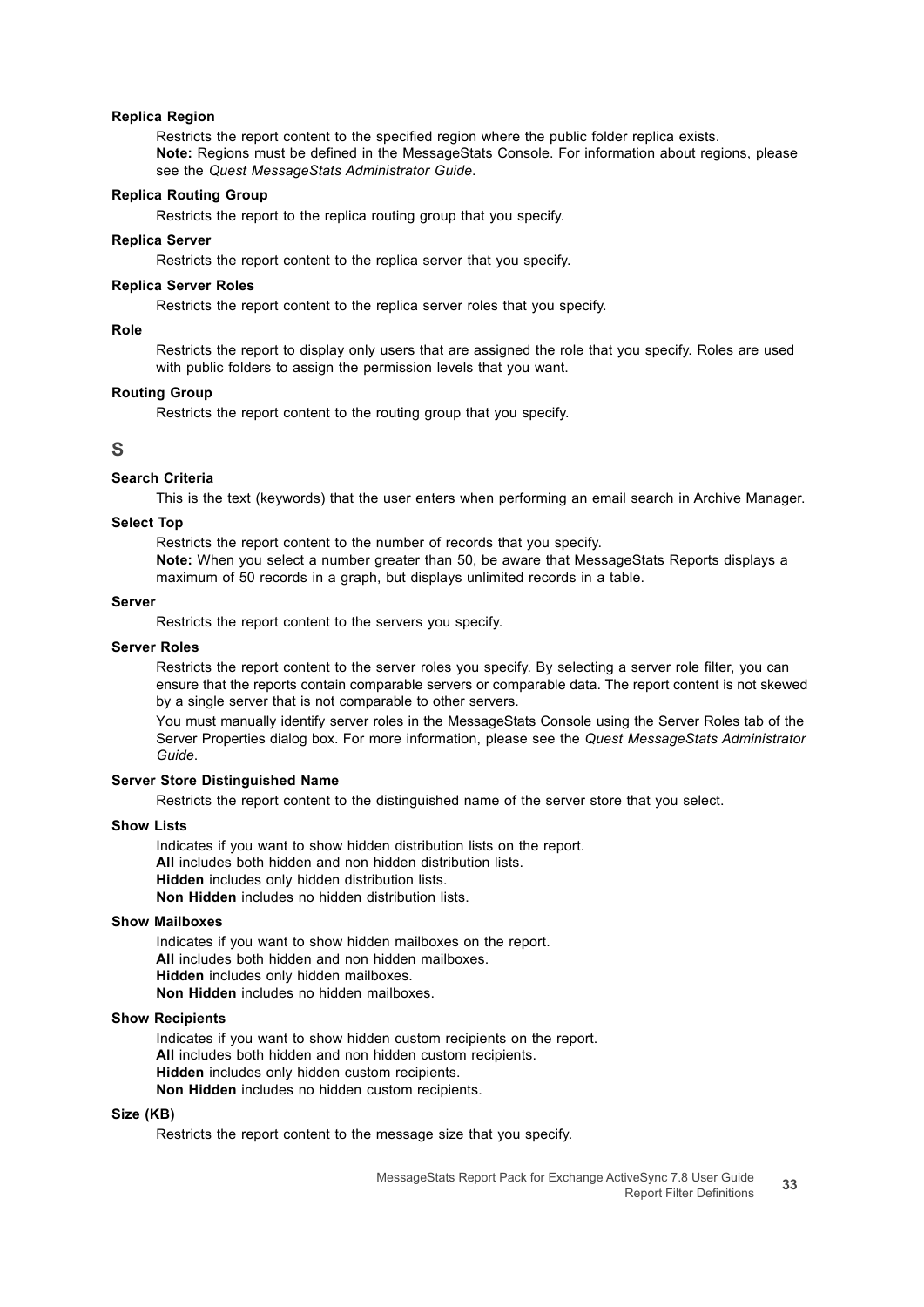**Replica Region**

Restricts the report content to the specified region where the public folder replica exists.
**Note:** Regions must be defined in the MessageStats Console. For information about regions, please see the *Quest MessageStats Administrator Guide*.

**Replica Routing Group**

Restricts the report to the replica routing group that you specify.

**Replica Server**

Restricts the report content to the replica server that you specify.

**Replica Server Roles**

Restricts the report content to the replica server roles that you specify.

**Role**

Restricts the report to display only users that are assigned the role that you specify. Roles are used with public folders to assign the permission levels that you want.

**Routing Group**

Restricts the report content to the routing group that you specify.

## S

**Search Criteria**

This is the text (keywords) that the user enters when performing an email search in Archive Manager.

**Select Top**

Restricts the report content to the number of records that you specify.
**Note:** When you select a number greater than 50, be aware that MessageStats Reports displays a maximum of 50 records in a graph, but displays unlimited records in a table.

**Server**

Restricts the report content to the servers you specify.

**Server Roles**

Restricts the report content to the server roles you specify. By selecting a server role filter, you can ensure that the reports contain comparable servers or comparable data. The report content is not skewed by a single server that is not comparable to other servers.

You must manually identify server roles in the MessageStats Console using the Server Roles tab of the Server Properties dialog box. For more information, please see the *Quest MessageStats Administrator Guide*.

**Server Store Distinguished Name**

Restricts the report content to the distinguished name of the server store that you select.

**Show Lists**

Indicates if you want to show hidden distribution lists on the report.
**All** includes both hidden and non hidden distribution lists.
**Hidden** includes only hidden distribution lists.
**Non Hidden** includes no hidden distribution lists.

**Show Mailboxes**

Indicates if you want to show hidden mailboxes on the report.
**All** includes both hidden and non hidden mailboxes.
**Hidden** includes only hidden mailboxes.
**Non Hidden** includes no hidden mailboxes.

**Show Recipients**

Indicates if you want to show hidden custom recipients on the report.
**All** includes both hidden and non hidden custom recipients.
**Hidden** includes only hidden custom recipients.
**Non Hidden** includes no hidden custom recipients.

**Size (KB)**

Restricts the report content to the message size that you specify.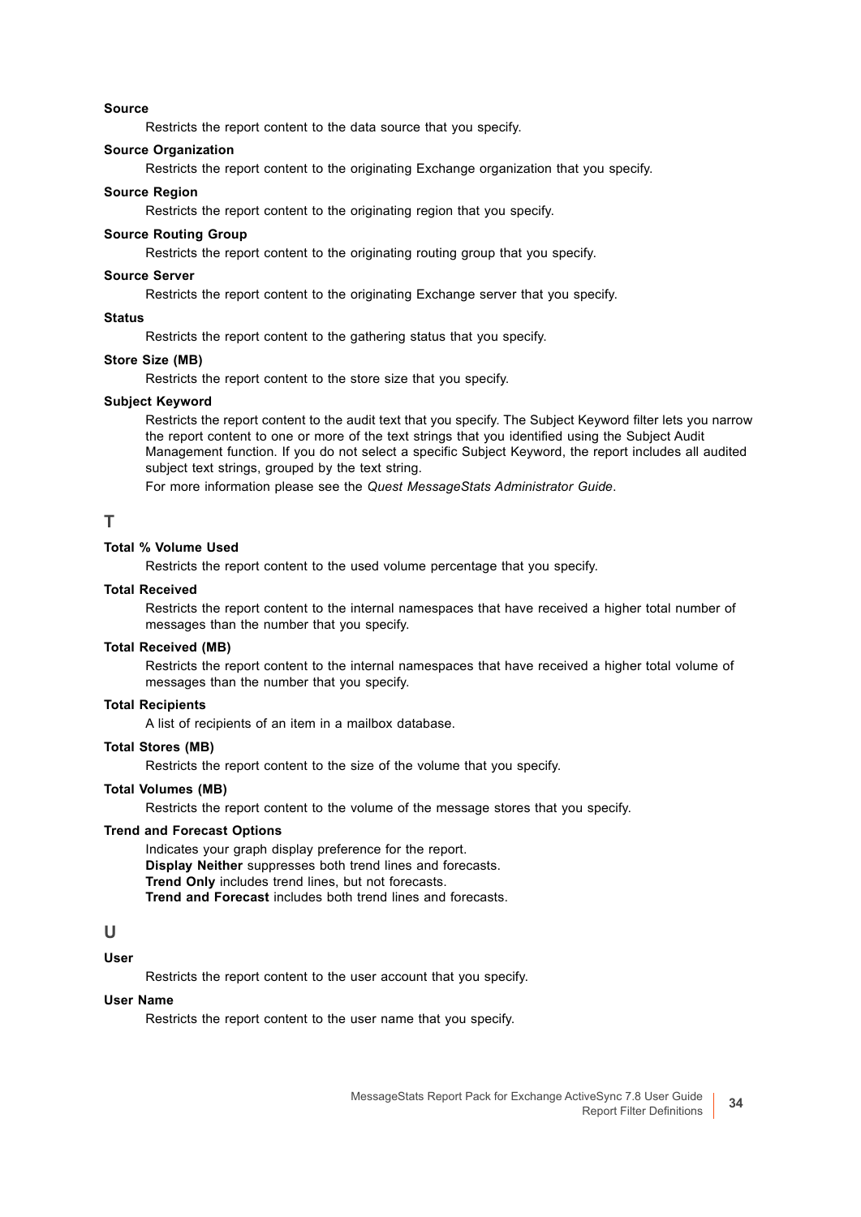**Source**

Restricts the report content to the data source that you specify.

**Source Organization**

Restricts the report content to the originating Exchange organization that you specify.

**Source Region**

Restricts the report content to the originating region that you specify.

**Source Routing Group**

Restricts the report content to the originating routing group that you specify.

**Source Server**

Restricts the report content to the originating Exchange server that you specify.

**Status**

Restricts the report content to the gathering status that you specify.

**Store Size (MB)**

Restricts the report content to the store size that you specify.

**Subject Keyword**

Restricts the report content to the audit text that you specify. The Subject Keyword filter lets you narrow the report content to one or more of the text strings that you identified using the Subject Audit Management function. If you do not select a specific Subject Keyword, the report includes all audited subject text strings, grouped by the text string.

For more information please see the *Quest MessageStats Administrator Guide*.

## T

**Total % Volume Used**

Restricts the report content to the used volume percentage that you specify.

**Total Received**

Restricts the report content to the internal namespaces that have received a higher total number of messages than the number that you specify.

**Total Received (MB)**

Restricts the report content to the internal namespaces that have received a higher total volume of messages than the number that you specify.

**Total Recipients**

A list of recipients of an item in a mailbox database.

**Total Stores (MB)**

Restricts the report content to the size of the volume that you specify.

**Total Volumes (MB)**

Restricts the report content to the volume of the message stores that you specify.

**Trend and Forecast Options**

Indicates your graph display preference for the report.
**Display Neither** suppresses both trend lines and forecasts.
**Trend Only** includes trend lines, but not forecasts.
**Trend and Forecast** includes both trend lines and forecasts.

## U

**User**

Restricts the report content to the user account that you specify.

**User Name**

Restricts the report content to the user name that you specify.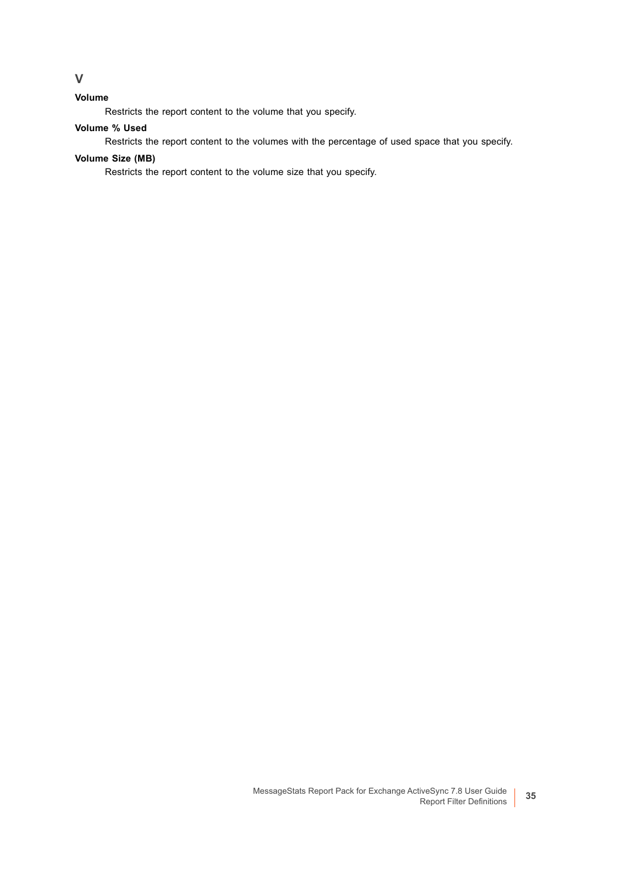## V

**Volume**

Restricts the report content to the volume that you specify.

**Volume % Used**

Restricts the report content to the volumes with the percentage of used space that you specify.

**Volume Size (MB)**

Restricts the report content to the volume size that you specify.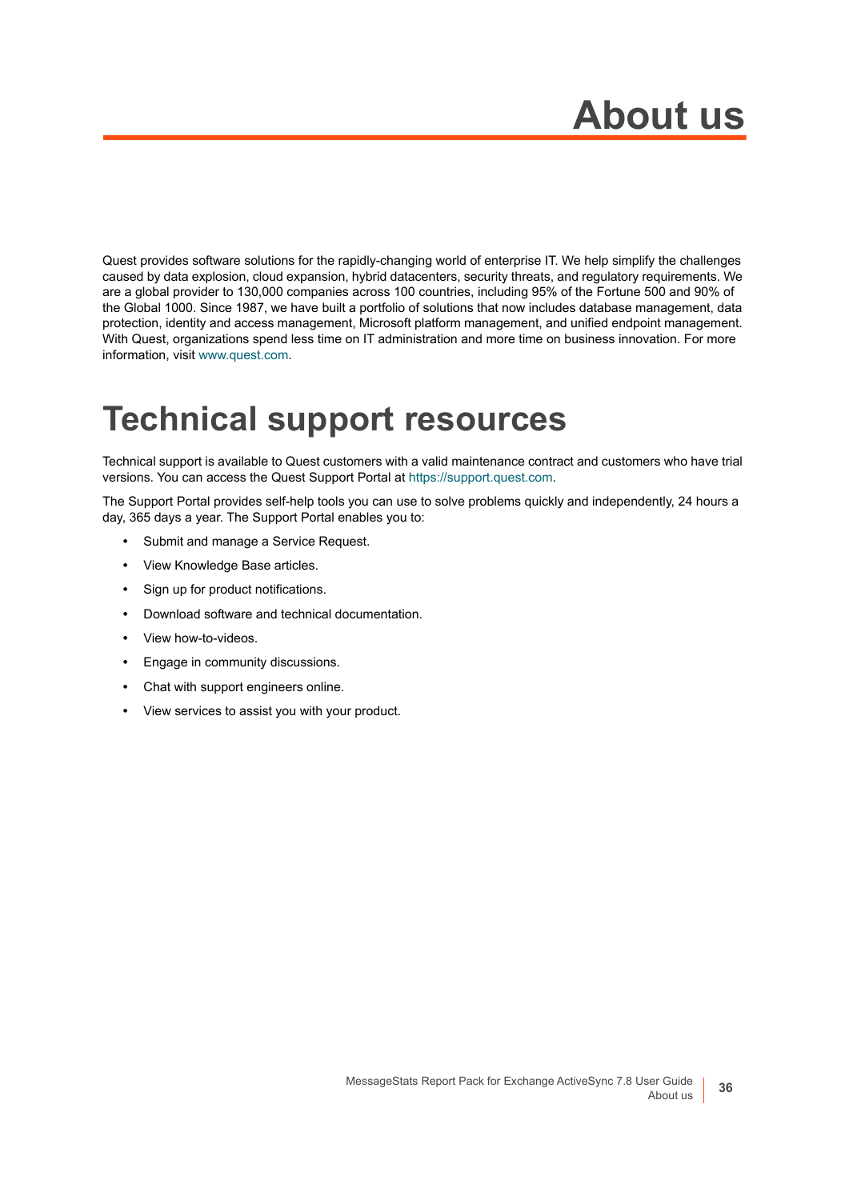# About us

Quest provides software solutions for the rapidly-changing world of enterprise IT. We help simplify the challenges caused by data explosion, cloud expansion, hybrid datacenters, security threats, and regulatory requirements. We are a global provider to 130,000 companies across 100 countries, including 95% of the Fortune 500 and 90% of the Global 1000. Since 1987, we have built a portfolio of solutions that now includes database management, data protection, identity and access management, Microsoft platform management, and unified endpoint management. With Quest, organizations spend less time on IT administration and more time on business innovation. For more information, visit www.quest.com.

# Technical support resources

Technical support is available to Quest customers with a valid maintenance contract and customers who have trial versions. You can access the Quest Support Portal at https://support.quest.com.

The Support Portal provides self-help tools you can use to solve problems quickly and independently, 24 hours a day, 365 days a year. The Support Portal enables you to:

- Submit and manage a Service Request.
- View Knowledge Base articles.
- Sign up for product notifications.
- Download software and technical documentation.
- View how-to-videos.
- Engage in community discussions.
- Chat with support engineers online.
- View services to assist you with your product.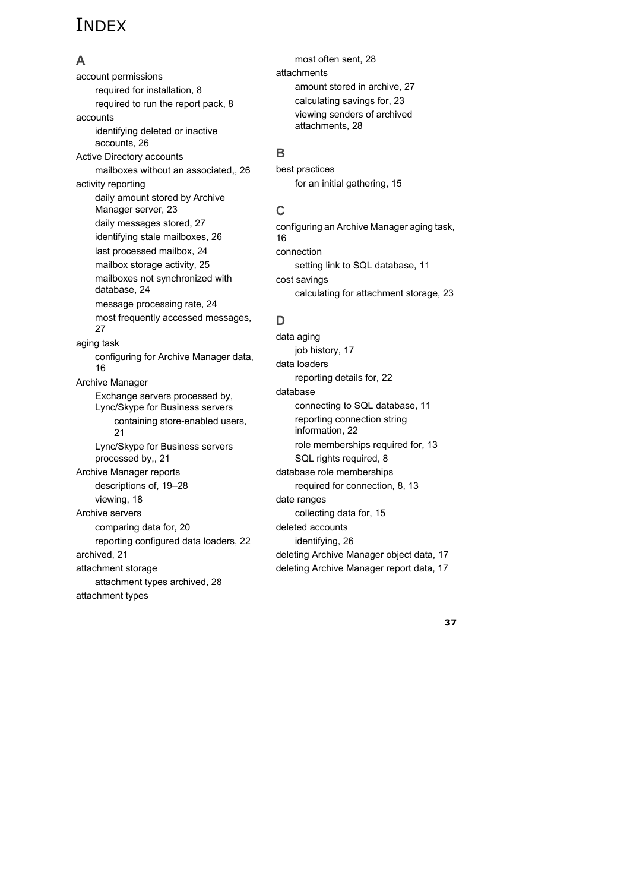# INDEX

## A

account permissions
- required for installation, 8
- required to run the report pack, 8

accounts
- identifying deleted or inactive accounts, 26

Active Directory accounts
- mailboxes without an associated,, 26

activity reporting
- daily amount stored by Archive Manager server, 23
- daily messages stored, 27
- identifying stale mailboxes, 26
- last processed mailbox, 24
- mailbox storage activity, 25
- mailboxes not synchronized with database, 24
- message processing rate, 24
- most frequently accessed messages, 27

aging task
- configuring for Archive Manager data, 16

Archive Manager
- Exchange servers processed by, Lync/Skype for Business servers
  - containing store-enabled users, 21
- Lync/Skype for Business servers processed by,, 21

Archive Manager reports
- descriptions of, 19–28
- viewing, 18

Archive servers
- comparing data for, 20
- reporting configured data loaders, 22

archived, 21

attachment storage
- attachment types archived, 28

attachment types
- most often sent, 28

attachments
- amount stored in archive, 27
- calculating savings for, 23
- viewing senders of archived attachments, 28

## B

best practices
- for an initial gathering, 15

## C

configuring an Archive Manager aging task, 16

connection
- setting link to SQL database, 11

cost savings
- calculating for attachment storage, 23

## D

data aging
- job history, 17

data loaders
- reporting details for, 22

database
- connecting to SQL database, 11
- reporting connection string information, 22
- role memberships required for, 13
- SQL rights required, 8

database role memberships
- required for connection, 8, 13

date ranges
- collecting data for, 15

deleted accounts
- identifying, 26

deleting Archive Manager object data, 17

deleting Archive Manager report data, 17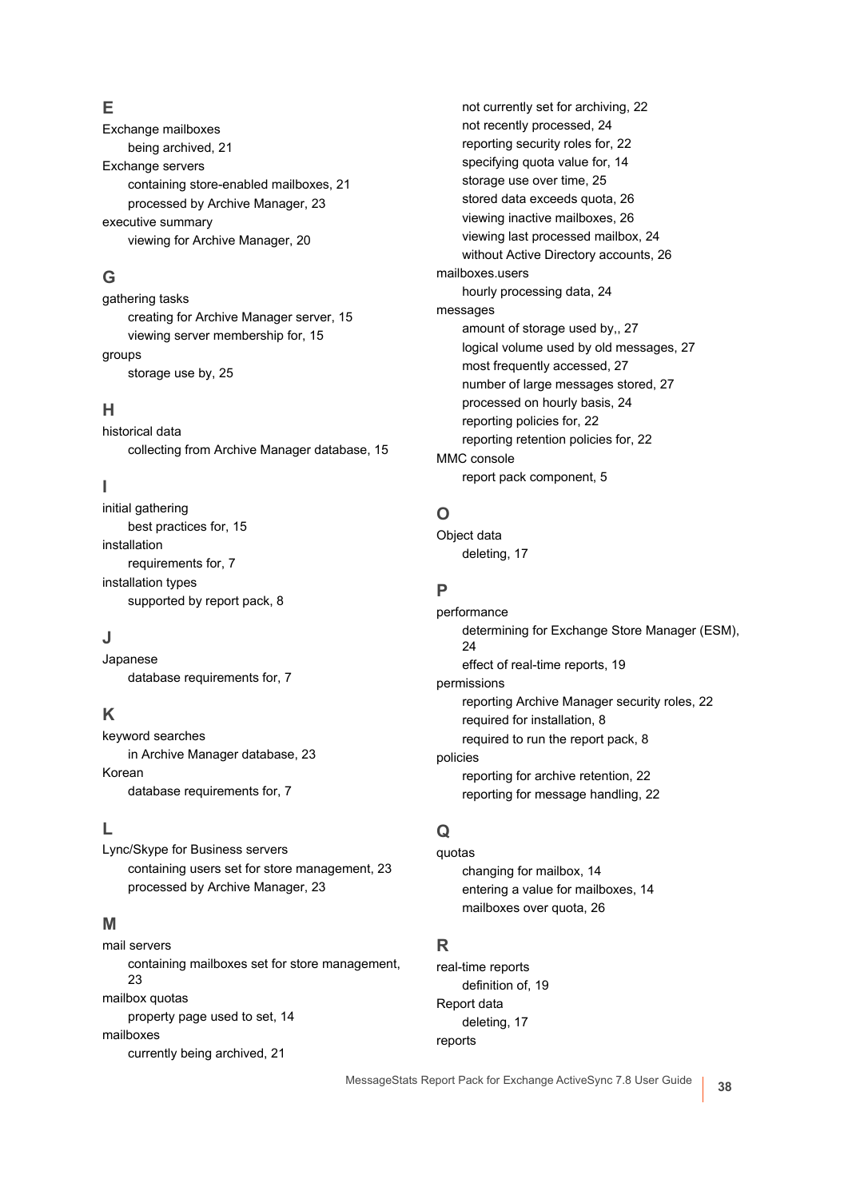## E

Exchange mailboxes
- being archived, 21

Exchange servers
- containing store-enabled mailboxes, 21
- processed by Archive Manager, 23

executive summary
- viewing for Archive Manager, 20

## G

gathering tasks
- creating for Archive Manager server, 15
- viewing server membership for, 15

groups
- storage use by, 25

## H

historical data
- collecting from Archive Manager database, 15

## I

initial gathering
- best practices for, 15

installation
- requirements for, 7

installation types
- supported by report pack, 8

## J

Japanese
- database requirements for, 7

## K

keyword searches
- in Archive Manager database, 23

Korean
- database requirements for, 7

## L

Lync/Skype for Business servers
- containing users set for store management, 23
- processed by Archive Manager, 23

## M

mail servers
- containing mailboxes set for store management, 23

mailbox quotas
- property page used to set, 14

mailboxes
- currently being archived, 21
- not currently set for archiving, 22
- not recently processed, 24
- reporting security roles for, 22
- specifying quota value for, 14
- storage use over time, 25
- stored data exceeds quota, 26
- viewing inactive mailboxes, 26
- viewing last processed mailbox, 24
- without Active Directory accounts, 26

mailboxes.users
- hourly processing data, 24

messages
- amount of storage used by,, 27
- logical volume used by old messages, 27
- most frequently accessed, 27
- number of large messages stored, 27
- processed on hourly basis, 24
- reporting policies for, 22
- reporting retention policies for, 22

MMC console
- report pack component, 5

## O

Object data
- deleting, 17

## P

performance
- determining for Exchange Store Manager (ESM), 24
- effect of real-time reports, 19

permissions
- reporting Archive Manager security roles, 22
- required for installation, 8
- required to run the report pack, 8

policies
- reporting for archive retention, 22
- reporting for message handling, 22

## Q

quotas
- changing for mailbox, 14
- entering a value for mailboxes, 14
- mailboxes over quota, 26

## R

real-time reports
- definition of, 19

Report data
- deleting, 17

reports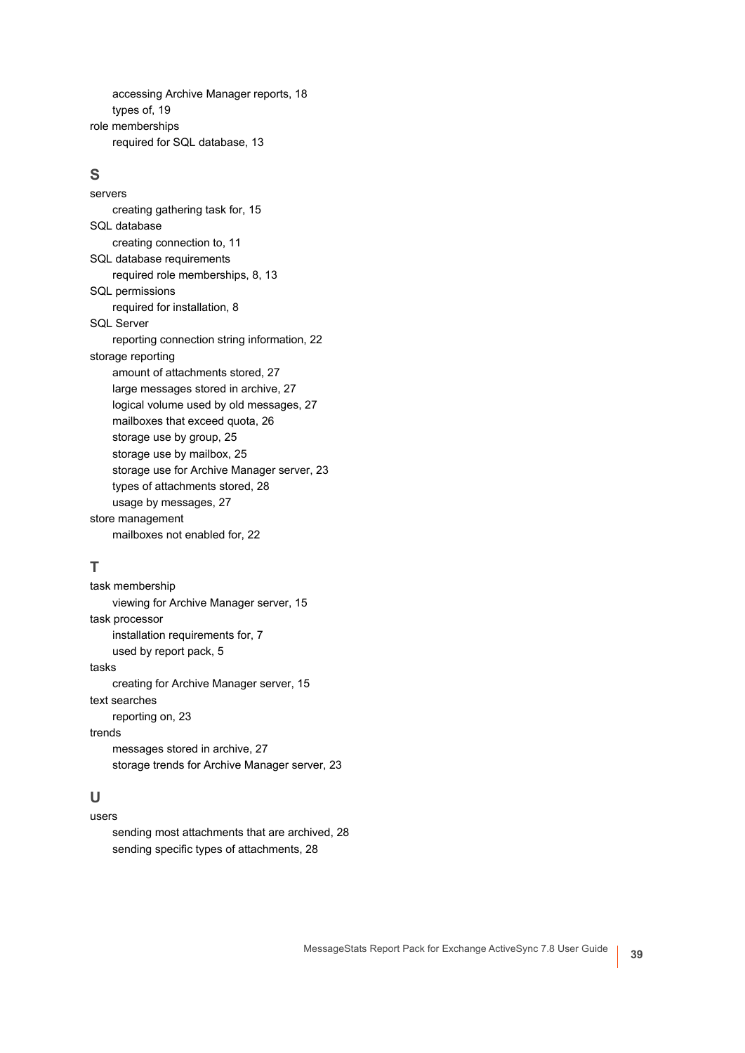accessing Archive Manager reports, 18
types of, 19

role memberships
required for SQL database, 13

## S

servers
creating gathering task for, 15

SQL database
creating connection to, 11

SQL database requirements
required role memberships, 8, 13

SQL permissions
required for installation, 8

SQL Server
reporting connection string information, 22

storage reporting
amount of attachments stored, 27
large messages stored in archive, 27
logical volume used by old messages, 27
mailboxes that exceed quota, 26
storage use by group, 25
storage use by mailbox, 25
storage use for Archive Manager server, 23
types of attachments stored, 28
usage by messages, 27

store management
mailboxes not enabled for, 22

## T

task membership
viewing for Archive Manager server, 15

task processor
installation requirements for, 7
used by report pack, 5

tasks
creating for Archive Manager server, 15

text searches
reporting on, 23

trends
messages stored in archive, 27
storage trends for Archive Manager server, 23

## U

users
sending most attachments that are archived, 28
sending specific types of attachments, 28